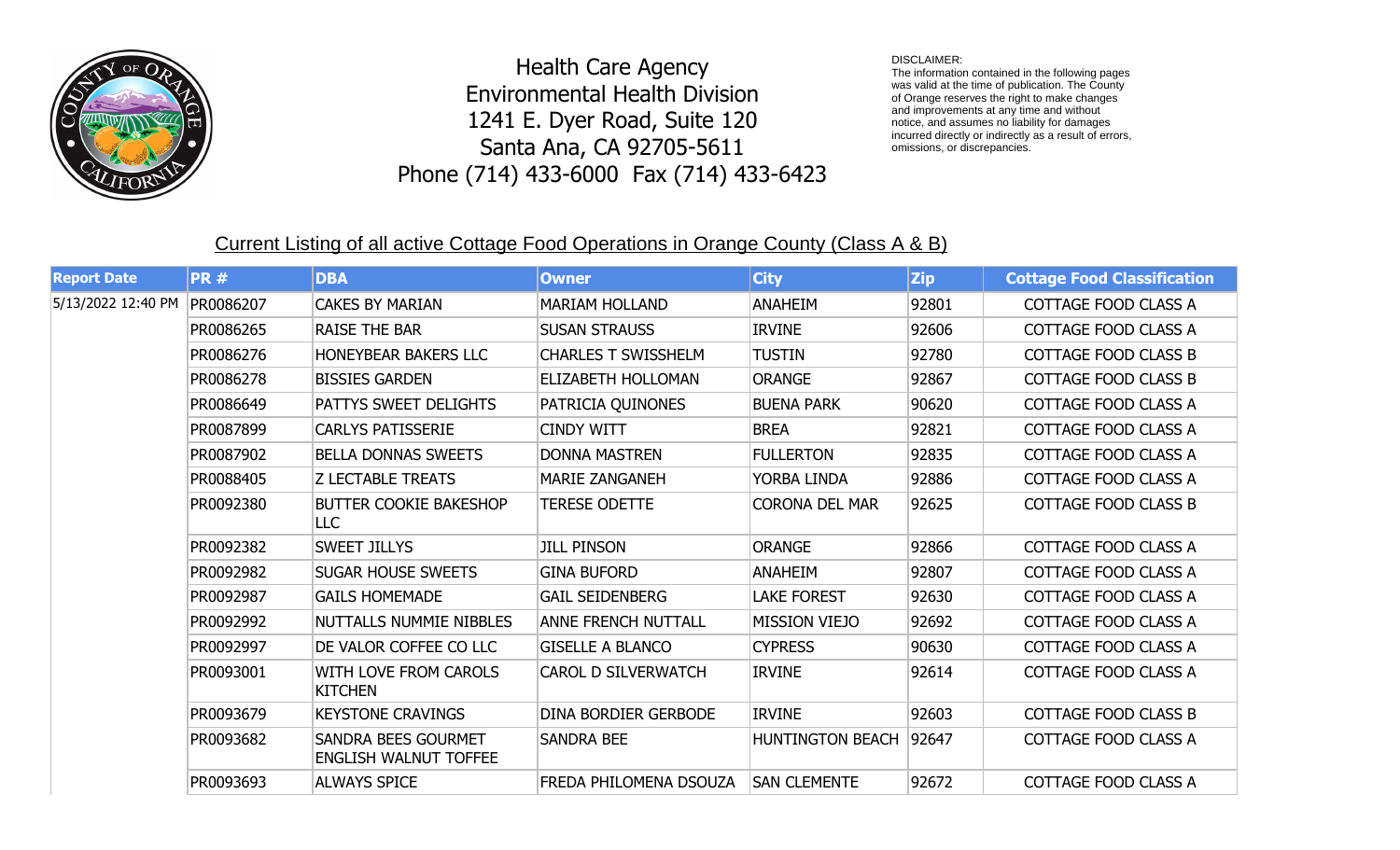Health Care Agency
Environmental Health Division
1241 E. Dyer Road, Suite 120
Santa Ana, CA 92705-5611
Phone (714) 433-6000 Fax (714) 433-6423

DISCLAIMER:
The information contained in the following pages was valid at the time of publication. The County of Orange reserves the right to make changes and improvements at any time and without notice, and assumes no liability for damages incurred directly or indirectly as a result of errors, omissions, or discrepancies.

## Current Listing of all active Cottage Food Operations in Orange County (Class A & B)

| Report Date | PR # | DBA | Owner | City | Zip | Cottage Food Classification |
|---|---|---|---|---|---|---|
| 5/13/2022 12:40 PM | PR0086207 | CAKES BY MARIAN | MARIAM HOLLAND | ANAHEIM | 92801 | COTTAGE FOOD CLASS A |
| | PR0086265 | RAISE THE BAR | SUSAN STRAUSS | IRVINE | 92606 | COTTAGE FOOD CLASS A |
| | PR0086276 | HONEYBEAR BAKERS LLC | CHARLES T SWISSHELM | TUSTIN | 92780 | COTTAGE FOOD CLASS B |
| | PR0086278 | BISSIES GARDEN | ELIZABETH HOLLOMAN | ORANGE | 92867 | COTTAGE FOOD CLASS B |
| | PR0086649 | PATTYS SWEET DELIGHTS | PATRICIA QUINONES | BUENA PARK | 90620 | COTTAGE FOOD CLASS A |
| | PR0087899 | CARLYS PATISSERIE | CINDY WITT | BREA | 92821 | COTTAGE FOOD CLASS A |
| | PR0087902 | BELLA DONNAS SWEETS | DONNA MASTREN | FULLERTON | 92835 | COTTAGE FOOD CLASS A |
| | PR0088405 | Z LECTABLE TREATS | MARIE ZANGANEH | YORBA LINDA | 92886 | COTTAGE FOOD CLASS A |
| | PR0092380 | BUTTER COOKIE BAKESHOP LLC | TERESE ODETTE | CORONA DEL MAR | 92625 | COTTAGE FOOD CLASS B |
| | PR0092382 | SWEET JILLYS | JILL PINSON | ORANGE | 92866 | COTTAGE FOOD CLASS A |
| | PR0092982 | SUGAR HOUSE SWEETS | GINA BUFORD | ANAHEIM | 92807 | COTTAGE FOOD CLASS A |
| | PR0092987 | GAILS HOMEMADE | GAIL SEIDENBERG | LAKE FOREST | 92630 | COTTAGE FOOD CLASS A |
| | PR0092992 | NUTTALLS NUMMIE NIBBLES | ANNE FRENCH NUTTALL | MISSION VIEJO | 92692 | COTTAGE FOOD CLASS A |
| | PR0092997 | DE VALOR COFFEE CO LLC | GISELLE A BLANCO | CYPRESS | 90630 | COTTAGE FOOD CLASS A |
| | PR0093001 | WITH LOVE FROM CAROLS KITCHEN | CAROL D SILVERWATCH | IRVINE | 92614 | COTTAGE FOOD CLASS A |
| | PR0093679 | KEYSTONE CRAVINGS | DINA BORDIER GERBODE | IRVINE | 92603 | COTTAGE FOOD CLASS B |
| | PR0093682 | SANDRA BEES GOURMET ENGLISH WALNUT TOFFEE | SANDRA BEE | HUNTINGTON BEACH | 92647 | COTTAGE FOOD CLASS A |
| | PR0093693 | ALWAYS SPICE | FREDA PHILOMENA DSOUZA | SAN CLEMENTE | 92672 | COTTAGE FOOD CLASS A |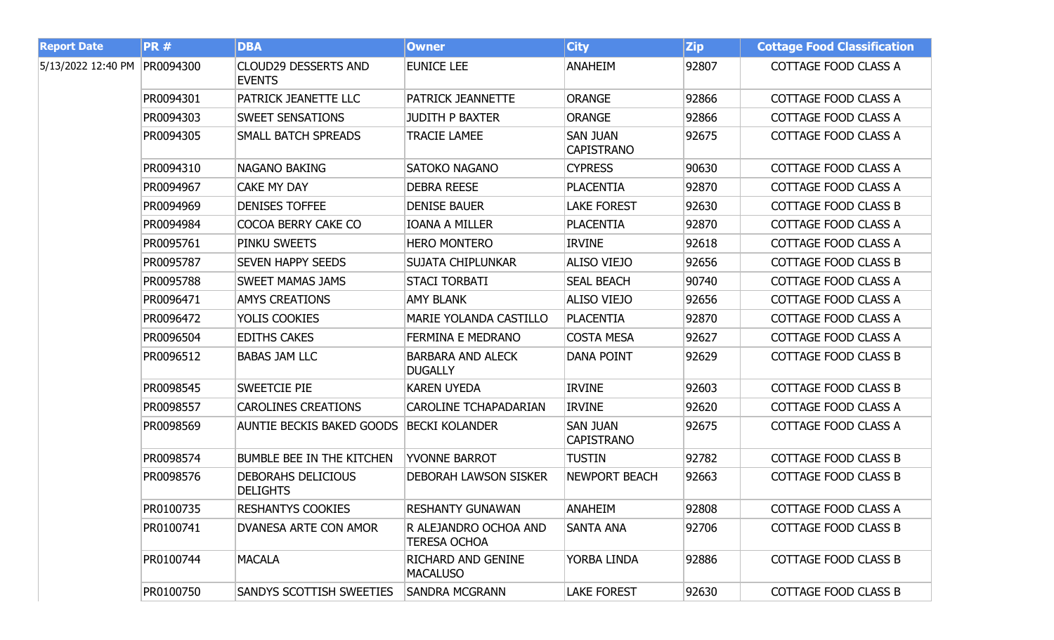| Report Date | PR # | DBA | Owner | City | Zip | Cottage Food Classification |
|---|---|---|---|---|---|---|
| 5/13/2022 12:40 PM | PR0094300 | CLOUD29 DESSERTS AND EVENTS | EUNICE LEE | ANAHEIM | 92807 | COTTAGE FOOD CLASS A |
| | PR0094301 | PATRICK JEANETTE LLC | PATRICK JEANNETTE | ORANGE | 92866 | COTTAGE FOOD CLASS A |
| | PR0094303 | SWEET SENSATIONS | JUDITH P BAXTER | ORANGE | 92866 | COTTAGE FOOD CLASS A |
| | PR0094305 | SMALL BATCH SPREADS | TRACIE LAMEE | SAN JUAN CAPISTRANO | 92675 | COTTAGE FOOD CLASS A |
| | PR0094310 | NAGANO BAKING | SATOKO NAGANO | CYPRESS | 90630 | COTTAGE FOOD CLASS A |
| | PR0094967 | CAKE MY DAY | DEBRA REESE | PLACENTIA | 92870 | COTTAGE FOOD CLASS A |
| | PR0094969 | DENISES TOFFEE | DENISE BAUER | LAKE FOREST | 92630 | COTTAGE FOOD CLASS B |
| | PR0094984 | COCOA BERRY CAKE CO | IOANA A MILLER | PLACENTIA | 92870 | COTTAGE FOOD CLASS A |
| | PR0095761 | PINKU SWEETS | HERO MONTERO | IRVINE | 92618 | COTTAGE FOOD CLASS A |
| | PR0095787 | SEVEN HAPPY SEEDS | SUJATA CHIPLUNKAR | ALISO VIEJO | 92656 | COTTAGE FOOD CLASS B |
| | PR0095788 | SWEET MAMAS JAMS | STACI TORBATI | SEAL BEACH | 90740 | COTTAGE FOOD CLASS A |
| | PR0096471 | AMYS CREATIONS | AMY BLANK | ALISO VIEJO | 92656 | COTTAGE FOOD CLASS A |
| | PR0096472 | YOLIS COOKIES | MARIE YOLANDA CASTILLO | PLACENTIA | 92870 | COTTAGE FOOD CLASS A |
| | PR0096504 | EDITHS CAKES | FERMINA E MEDRANO | COSTA MESA | 92627 | COTTAGE FOOD CLASS A |
| | PR0096512 | BABAS JAM LLC | BARBARA AND ALECK DUGALLY | DANA POINT | 92629 | COTTAGE FOOD CLASS B |
| | PR0098545 | SWEETCIE PIE | KAREN UYEDA | IRVINE | 92603 | COTTAGE FOOD CLASS B |
| | PR0098557 | CAROLINES CREATIONS | CAROLINE TCHAPADARIAN | IRVINE | 92620 | COTTAGE FOOD CLASS A |
| | PR0098569 | AUNTIE BECKIS BAKED GOODS | BECKI KOLANDER | SAN JUAN CAPISTRANO | 92675 | COTTAGE FOOD CLASS A |
| | PR0098574 | BUMBLE BEE IN THE KITCHEN | YVONNE BARROT | TUSTIN | 92782 | COTTAGE FOOD CLASS B |
| | PR0098576 | DEBORAHS DELICIOUS DELIGHTS | DEBORAH LAWSON SISKER | NEWPORT BEACH | 92663 | COTTAGE FOOD CLASS B |
| | PR0100735 | RESHANTYS COOKIES | RESHANTY GUNAWAN | ANAHEIM | 92808 | COTTAGE FOOD CLASS A |
| | PR0100741 | DVANESA ARTE CON AMOR | R ALEJANDRO OCHOA AND TERESA OCHOA | SANTA ANA | 92706 | COTTAGE FOOD CLASS B |
| | PR0100744 | MACALA | RICHARD AND GENINE MACALUSO | YORBA LINDA | 92886 | COTTAGE FOOD CLASS B |
| | PR0100750 | SANDYS SCOTTISH SWEETIES | SANDRA MCGRANN | LAKE FOREST | 92630 | COTTAGE FOOD CLASS B |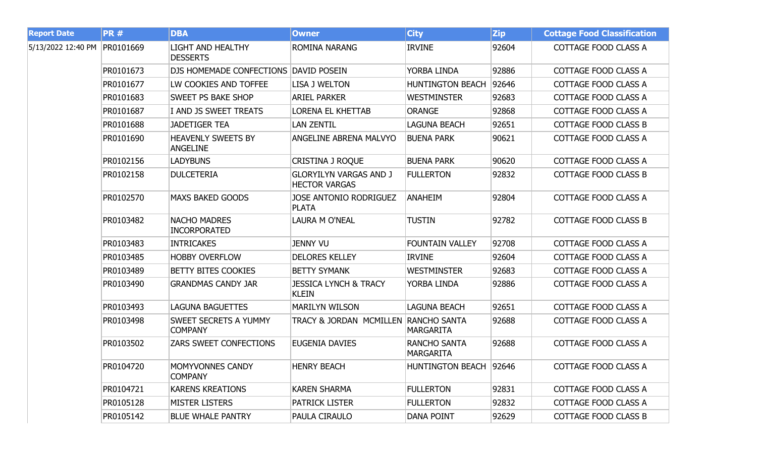| Report Date | PR # | DBA | Owner | City | Zip | Cottage Food Classification |
|---|---|---|---|---|---|---|
| 5/13/2022 12:40 PM | PR0101669 | LIGHT AND HEALTHY DESSERTS | ROMINA NARANG | IRVINE | 92604 | COTTAGE FOOD CLASS A |
| | PR0101673 | DJS HOMEMADE CONFECTIONS | DAVID POSEIN | YORBA LINDA | 92886 | COTTAGE FOOD CLASS A |
| | PR0101677 | LW COOKIES AND TOFFEE | LISA J WELTON | HUNTINGTON BEACH | 92646 | COTTAGE FOOD CLASS A |
| | PR0101683 | SWEET PS BAKE SHOP | ARIEL PARKER | WESTMINSTER | 92683 | COTTAGE FOOD CLASS A |
| | PR0101687 | I AND JS SWEET TREATS | LORENA EL KHETTAB | ORANGE | 92868 | COTTAGE FOOD CLASS A |
| | PR0101688 | JADETIGER TEA | LAN ZENTIL | LAGUNA BEACH | 92651 | COTTAGE FOOD CLASS B |
| | PR0101690 | HEAVENLY SWEETS BY ANGELINE | ANGELINE ABRENA MALVYO | BUENA PARK | 90621 | COTTAGE FOOD CLASS A |
| | PR0102156 | LADYBUNS | CRISTINA J ROQUE | BUENA PARK | 90620 | COTTAGE FOOD CLASS A |
| | PR0102158 | DULCETERIA | GLORYILYN VARGAS AND J HECTOR VARGAS | FULLERTON | 92832 | COTTAGE FOOD CLASS B |
| | PR0102570 | MAXS BAKED GOODS | JOSE ANTONIO RODRIGUEZ PLATA | ANAHEIM | 92804 | COTTAGE FOOD CLASS A |
| | PR0103482 | NACHO MADRES INCORPORATED | LAURA M O'NEAL | TUSTIN | 92782 | COTTAGE FOOD CLASS B |
| | PR0103483 | INTRICAKES | JENNY VU | FOUNTAIN VALLEY | 92708 | COTTAGE FOOD CLASS A |
| | PR0103485 | HOBBY OVERFLOW | DELORES KELLEY | IRVINE | 92604 | COTTAGE FOOD CLASS A |
| | PR0103489 | BETTY BITES COOKIES | BETTY SYMANK | WESTMINSTER | 92683 | COTTAGE FOOD CLASS A |
| | PR0103490 | GRANDMAS CANDY JAR | JESSICA LYNCH & TRACY KLEIN | YORBA LINDA | 92886 | COTTAGE FOOD CLASS A |
| | PR0103493 | LAGUNA BAGUETTES | MARILYN WILSON | LAGUNA BEACH | 92651 | COTTAGE FOOD CLASS A |
| | PR0103498 | SWEET SECRETS A YUMMY COMPANY | TRACY & JORDAN MCMILLEN | RANCHO SANTA MARGARITA | 92688 | COTTAGE FOOD CLASS A |
| | PR0103502 | ZARS SWEET CONFECTIONS | EUGENIA DAVIES | RANCHO SANTA MARGARITA | 92688 | COTTAGE FOOD CLASS A |
| | PR0104720 | MOMYVONNES CANDY COMPANY | HENRY BEACH | HUNTINGTON BEACH | 92646 | COTTAGE FOOD CLASS A |
| | PR0104721 | KARENS KREATIONS | KAREN SHARMA | FULLERTON | 92831 | COTTAGE FOOD CLASS A |
| | PR0105128 | MISTER LISTERS | PATRICK LISTER | FULLERTON | 92832 | COTTAGE FOOD CLASS A |
| | PR0105142 | BLUE WHALE PANTRY | PAULA CIRAULO | DANA POINT | 92629 | COTTAGE FOOD CLASS B |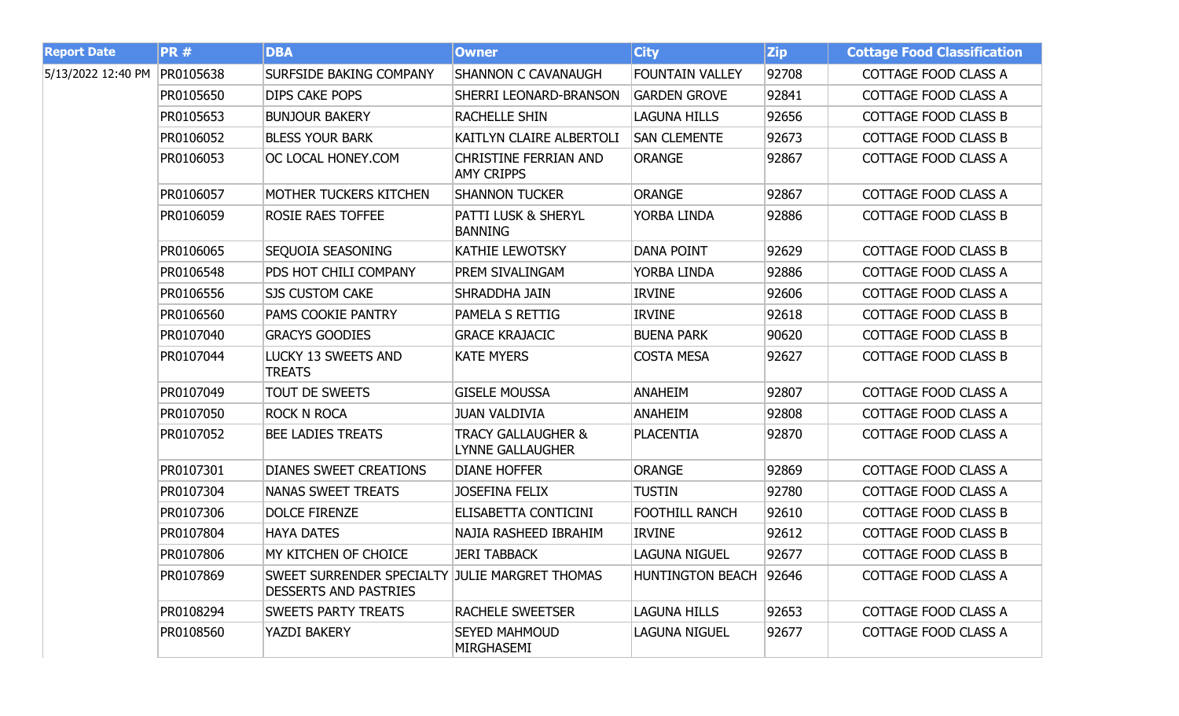| Report Date | PR # | DBA | Owner | City | Zip | Cottage Food Classification |
|---|---|---|---|---|---|---|
| 5/13/2022 12:40 PM | PR0105638 | SURFSIDE BAKING COMPANY | SHANNON C CAVANAUGH | FOUNTAIN VALLEY | 92708 | COTTAGE FOOD CLASS A |
| | PR0105650 | DIPS CAKE POPS | SHERRI LEONARD-BRANSON | GARDEN GROVE | 92841 | COTTAGE FOOD CLASS A |
| | PR0105653 | BUNJOUR BAKERY | RACHELLE SHIN | LAGUNA HILLS | 92656 | COTTAGE FOOD CLASS B |
| | PR0106052 | BLESS YOUR BARK | KAITLYN CLAIRE ALBERTOLI | SAN CLEMENTE | 92673 | COTTAGE FOOD CLASS B |
| | PR0106053 | OC LOCAL HONEY.COM | CHRISTINE FERRIAN AND AMY CRIPPS | ORANGE | 92867 | COTTAGE FOOD CLASS A |
| | PR0106057 | MOTHER TUCKERS KITCHEN | SHANNON TUCKER | ORANGE | 92867 | COTTAGE FOOD CLASS A |
| | PR0106059 | ROSIE RAES TOFFEE | PATTI LUSK & SHERYL BANNING | YORBA LINDA | 92886 | COTTAGE FOOD CLASS B |
| | PR0106065 | SEQUOIA SEASONING | KATHIE LEWOTSKY | DANA POINT | 92629 | COTTAGE FOOD CLASS B |
| | PR0106548 | PDS HOT CHILI COMPANY | PREM SIVALINGAM | YORBA LINDA | 92886 | COTTAGE FOOD CLASS A |
| | PR0106556 | SJS CUSTOM CAKE | SHRADDHA JAIN | IRVINE | 92606 | COTTAGE FOOD CLASS A |
| | PR0106560 | PAMS COOKIE PANTRY | PAMELA S RETTIG | IRVINE | 92618 | COTTAGE FOOD CLASS B |
| | PR0107040 | GRACYS GOODIES | GRACE KRAJACIC | BUENA PARK | 90620 | COTTAGE FOOD CLASS B |
| | PR0107044 | LUCKY 13 SWEETS AND TREATS | KATE MYERS | COSTA MESA | 92627 | COTTAGE FOOD CLASS B |
| | PR0107049 | TOUT DE SWEETS | GISELE MOUSSA | ANAHEIM | 92807 | COTTAGE FOOD CLASS A |
| | PR0107050 | ROCK N ROCA | JUAN VALDIVIA | ANAHEIM | 92808 | COTTAGE FOOD CLASS A |
| | PR0107052 | BEE LADIES TREATS | TRACY GALLAUGHER & LYNNE GALLAUGHER | PLACENTIA | 92870 | COTTAGE FOOD CLASS A |
| | PR0107301 | DIANES SWEET CREATIONS | DIANE HOFFER | ORANGE | 92869 | COTTAGE FOOD CLASS A |
| | PR0107304 | NANAS SWEET TREATS | JOSEFINA FELIX | TUSTIN | 92780 | COTTAGE FOOD CLASS A |
| | PR0107306 | DOLCE FIRENZE | ELISABETTA CONTICINI | FOOTHILL RANCH | 92610 | COTTAGE FOOD CLASS B |
| | PR0107804 | HAYA DATES | NAJIA RASHEED IBRAHIM | IRVINE | 92612 | COTTAGE FOOD CLASS B |
| | PR0107806 | MY KITCHEN OF CHOICE | JERI TABBACK | LAGUNA NIGUEL | 92677 | COTTAGE FOOD CLASS B |
| | PR0107869 | SWEET SURRENDER SPECIALTY DESSERTS AND PASTRIES | JULIE MARGRET THOMAS | HUNTINGTON BEACH | 92646 | COTTAGE FOOD CLASS A |
| | PR0108294 | SWEETS PARTY TREATS | RACHELE SWEETSER | LAGUNA HILLS | 92653 | COTTAGE FOOD CLASS A |
| | PR0108560 | YAZDI BAKERY | SEYED MAHMOUD MIRGHASEMI | LAGUNA NIGUEL | 92677 | COTTAGE FOOD CLASS A |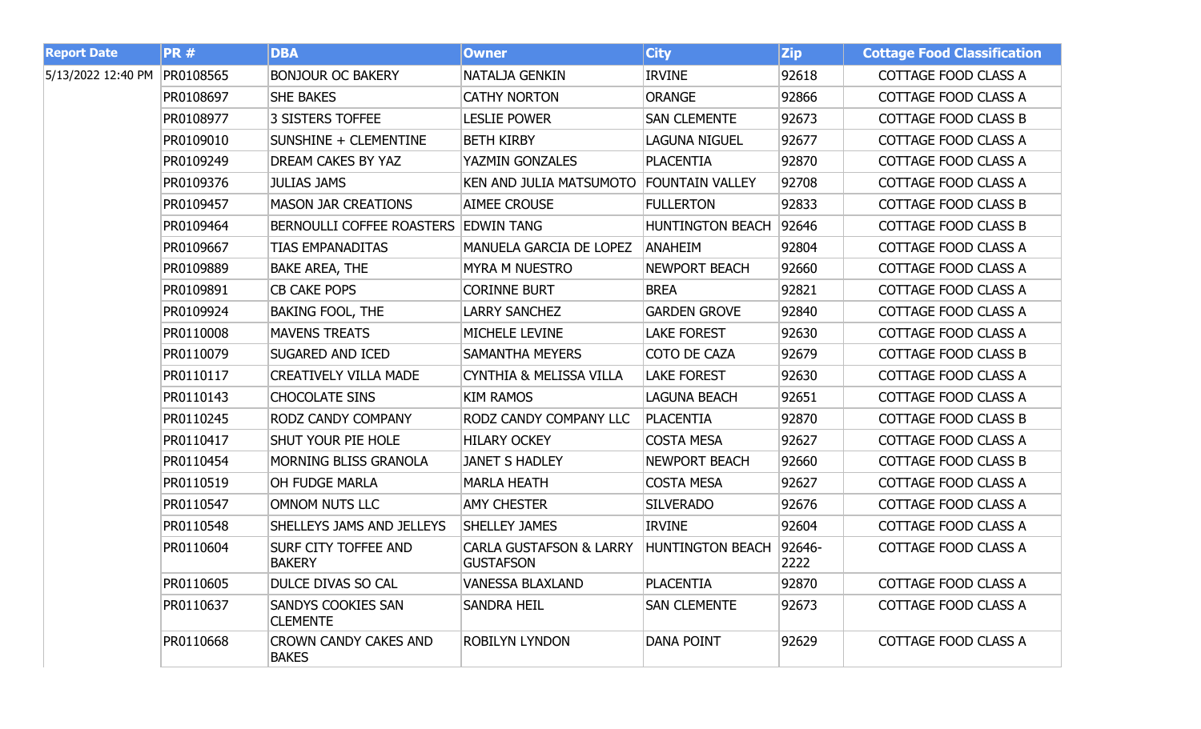| Report Date | PR # | DBA | Owner | City | Zip | Cottage Food Classification |
|---|---|---|---|---|---|---|
| 5/13/2022 12:40 PM | PR0108565 | BONJOUR OC BAKERY | NATALJA GENKIN | IRVINE | 92618 | COTTAGE FOOD CLASS A |
| | PR0108697 | SHE BAKES | CATHY NORTON | ORANGE | 92866 | COTTAGE FOOD CLASS A |
| | PR0108977 | 3 SISTERS TOFFEE | LESLIE POWER | SAN CLEMENTE | 92673 | COTTAGE FOOD CLASS B |
| | PR0109010 | SUNSHINE + CLEMENTINE | BETH KIRBY | LAGUNA NIGUEL | 92677 | COTTAGE FOOD CLASS A |
| | PR0109249 | DREAM CAKES BY YAZ | YAZMIN GONZALES | PLACENTIA | 92870 | COTTAGE FOOD CLASS A |
| | PR0109376 | JULIAS JAMS | KEN AND JULIA MATSUMOTO | FOUNTAIN VALLEY | 92708 | COTTAGE FOOD CLASS A |
| | PR0109457 | MASON JAR CREATIONS | AIMEE CROUSE | FULLERTON | 92833 | COTTAGE FOOD CLASS B |
| | PR0109464 | BERNOULLI COFFEE ROASTERS | EDWIN TANG | HUNTINGTON BEACH | 92646 | COTTAGE FOOD CLASS B |
| | PR0109667 | TIAS EMPANADITAS | MANUELA GARCIA DE LOPEZ | ANAHEIM | 92804 | COTTAGE FOOD CLASS A |
| | PR0109889 | BAKE AREA, THE | MYRA M NUESTRO | NEWPORT BEACH | 92660 | COTTAGE FOOD CLASS A |
| | PR0109891 | CB CAKE POPS | CORINNE BURT | BREA | 92821 | COTTAGE FOOD CLASS A |
| | PR0109924 | BAKING FOOL, THE | LARRY SANCHEZ | GARDEN GROVE | 92840 | COTTAGE FOOD CLASS A |
| | PR0110008 | MAVENS TREATS | MICHELE LEVINE | LAKE FOREST | 92630 | COTTAGE FOOD CLASS A |
| | PR0110079 | SUGARED AND ICED | SAMANTHA MEYERS | COTO DE CAZA | 92679 | COTTAGE FOOD CLASS B |
| | PR0110117 | CREATIVELY VILLA MADE | CYNTHIA & MELISSA VILLA | LAKE FOREST | 92630 | COTTAGE FOOD CLASS A |
| | PR0110143 | CHOCOLATE SINS | KIM RAMOS | LAGUNA BEACH | 92651 | COTTAGE FOOD CLASS A |
| | PR0110245 | RODZ CANDY COMPANY | RODZ CANDY COMPANY LLC | PLACENTIA | 92870 | COTTAGE FOOD CLASS B |
| | PR0110417 | SHUT YOUR PIE HOLE | HILARY OCKEY | COSTA MESA | 92627 | COTTAGE FOOD CLASS A |
| | PR0110454 | MORNING BLISS GRANOLA | JANET S HADLEY | NEWPORT BEACH | 92660 | COTTAGE FOOD CLASS B |
| | PR0110519 | OH FUDGE MARLA | MARLA HEATH | COSTA MESA | 92627 | COTTAGE FOOD CLASS A |
| | PR0110547 | OMNOM NUTS LLC | AMY CHESTER | SILVERADO | 92676 | COTTAGE FOOD CLASS A |
| | PR0110548 | SHELLEYS JAMS AND JELLEYS | SHELLEY JAMES | IRVINE | 92604 | COTTAGE FOOD CLASS A |
| | PR0110604 | SURF CITY TOFFEE AND BAKERY | CARLA GUSTAFSON & LARRY GUSTAFSON | HUNTINGTON BEACH | 92646-2222 | COTTAGE FOOD CLASS A |
| | PR0110605 | DULCE DIVAS SO CAL | VANESSA BLAXLAND | PLACENTIA | 92870 | COTTAGE FOOD CLASS A |
| | PR0110637 | SANDYS COOKIES SAN CLEMENTE | SANDRA HEIL | SAN CLEMENTE | 92673 | COTTAGE FOOD CLASS A |
| | PR0110668 | CROWN CANDY CAKES AND BAKES | ROBILYN LYNDON | DANA POINT | 92629 | COTTAGE FOOD CLASS A |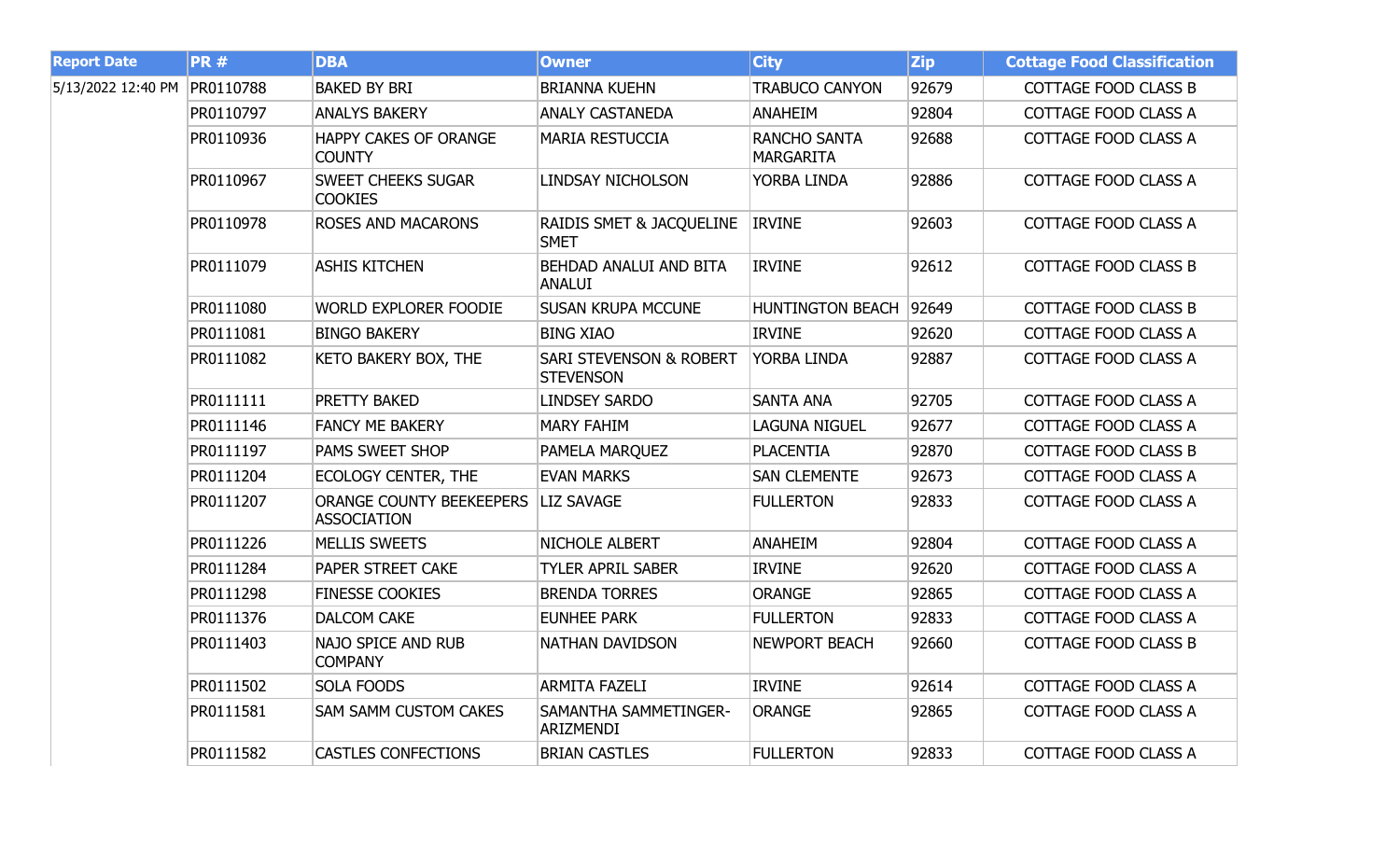| Report Date | PR # | DBA | Owner | City | Zip | Cottage Food Classification |
|---|---|---|---|---|---|---|
| 5/13/2022 12:40 PM | PR0110788 | BAKED BY BRI | BRIANNA KUEHN | TRABUCO CANYON | 92679 | COTTAGE FOOD CLASS B |
| | PR0110797 | ANALYS BAKERY | ANALY CASTANEDA | ANAHEIM | 92804 | COTTAGE FOOD CLASS A |
| | PR0110936 | HAPPY CAKES OF ORANGE COUNTY | MARIA RESTUCCIA | RANCHO SANTA MARGARITA | 92688 | COTTAGE FOOD CLASS A |
| | PR0110967 | SWEET CHEEKS SUGAR COOKIES | LINDSAY NICHOLSON | YORBA LINDA | 92886 | COTTAGE FOOD CLASS A |
| | PR0110978 | ROSES AND MACARONS | RAIDIS SMET & JACQUELINE SMET | IRVINE | 92603 | COTTAGE FOOD CLASS A |
| | PR0111079 | ASHIS KITCHEN | BEHDAD ANALUI AND BITA ANALUI | IRVINE | 92612 | COTTAGE FOOD CLASS B |
| | PR0111080 | WORLD EXPLORER FOODIE | SUSAN KRUPA MCCUNE | HUNTINGTON BEACH | 92649 | COTTAGE FOOD CLASS B |
| | PR0111081 | BINGO BAKERY | BING XIAO | IRVINE | 92620 | COTTAGE FOOD CLASS A |
| | PR0111082 | KETO BAKERY BOX, THE | SARI STEVENSON & ROBERT STEVENSON | YORBA LINDA | 92887 | COTTAGE FOOD CLASS A |
| | PR0111111 | PRETTY BAKED | LINDSEY SARDO | SANTA ANA | 92705 | COTTAGE FOOD CLASS A |
| | PR0111146 | FANCY ME BAKERY | MARY FAHIM | LAGUNA NIGUEL | 92677 | COTTAGE FOOD CLASS A |
| | PR0111197 | PAMS SWEET SHOP | PAMELA MARQUEZ | PLACENTIA | 92870 | COTTAGE FOOD CLASS B |
| | PR0111204 | ECOLOGY CENTER, THE | EVAN MARKS | SAN CLEMENTE | 92673 | COTTAGE FOOD CLASS A |
| | PR0111207 | ORANGE COUNTY BEEKEEPERS ASSOCIATION | LIZ SAVAGE | FULLERTON | 92833 | COTTAGE FOOD CLASS A |
| | PR0111226 | MELLIS SWEETS | NICHOLE ALBERT | ANAHEIM | 92804 | COTTAGE FOOD CLASS A |
| | PR0111284 | PAPER STREET CAKE | TYLER APRIL SABER | IRVINE | 92620 | COTTAGE FOOD CLASS A |
| | PR0111298 | FINESSE COOKIES | BRENDA TORRES | ORANGE | 92865 | COTTAGE FOOD CLASS A |
| | PR0111376 | DALCOM CAKE | EUNHEE PARK | FULLERTON | 92833 | COTTAGE FOOD CLASS A |
| | PR0111403 | NAJO SPICE AND RUB COMPANY | NATHAN DAVIDSON | NEWPORT BEACH | 92660 | COTTAGE FOOD CLASS B |
| | PR0111502 | SOLA FOODS | ARMITA FAZELI | IRVINE | 92614 | COTTAGE FOOD CLASS A |
| | PR0111581 | SAM SAMM CUSTOM CAKES | SAMANTHA SAMMETINGER-ARIZMENDI | ORANGE | 92865 | COTTAGE FOOD CLASS A |
| | PR0111582 | CASTLES CONFECTIONS | BRIAN CASTLES | FULLERTON | 92833 | COTTAGE FOOD CLASS A |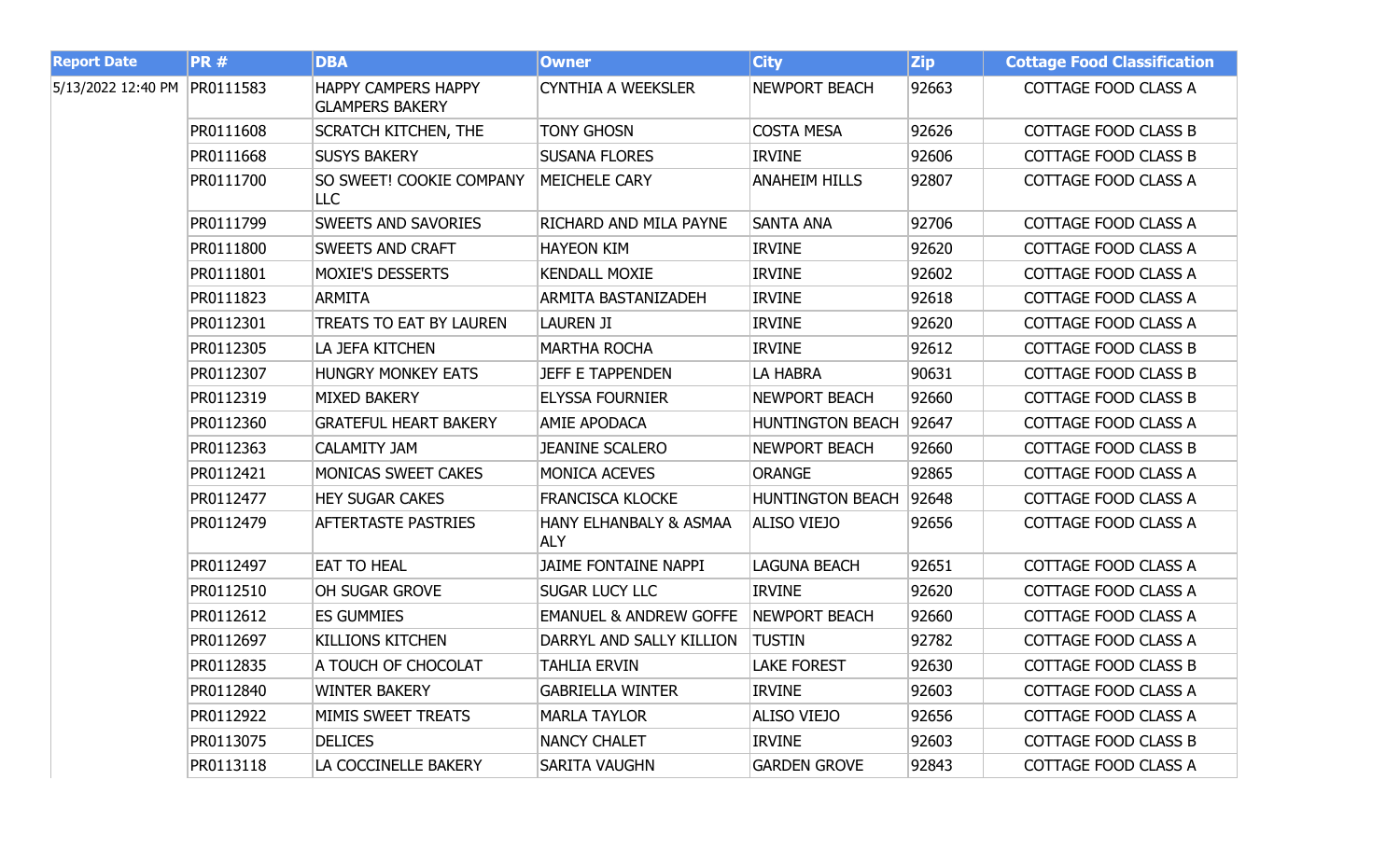| Report Date | PR # | DBA | Owner | City | Zip | Cottage Food Classification |
|---|---|---|---|---|---|---|
| 5/13/2022 12:40 PM | PR0111583 | HAPPY CAMPERS HAPPY GLAMPERS BAKERY | CYNTHIA A WEEKSLER | NEWPORT BEACH | 92663 | COTTAGE FOOD CLASS A |
| | PR0111608 | SCRATCH KITCHEN, THE | TONY GHOSN | COSTA MESA | 92626 | COTTAGE FOOD CLASS B |
| | PR0111668 | SUSYS BAKERY | SUSANA FLORES | IRVINE | 92606 | COTTAGE FOOD CLASS B |
| | PR0111700 | SO SWEET! COOKIE COMPANY LLC | MEICHELE CARY | ANAHEIM HILLS | 92807 | COTTAGE FOOD CLASS A |
| | PR0111799 | SWEETS AND SAVORIES | RICHARD AND MILA PAYNE | SANTA ANA | 92706 | COTTAGE FOOD CLASS A |
| | PR0111800 | SWEETS AND CRAFT | HAYEON KIM | IRVINE | 92620 | COTTAGE FOOD CLASS A |
| | PR0111801 | MOXIE'S DESSERTS | KENDALL MOXIE | IRVINE | 92602 | COTTAGE FOOD CLASS A |
| | PR0111823 | ARMITA | ARMITA BASTANIZADEH | IRVINE | 92618 | COTTAGE FOOD CLASS A |
| | PR0112301 | TREATS TO EAT BY LAUREN | LAUREN JI | IRVINE | 92620 | COTTAGE FOOD CLASS A |
| | PR0112305 | LA JEFA KITCHEN | MARTHA ROCHA | IRVINE | 92612 | COTTAGE FOOD CLASS B |
| | PR0112307 | HUNGRY MONKEY EATS | JEFF E TAPPENDEN | LA HABRA | 90631 | COTTAGE FOOD CLASS B |
| | PR0112319 | MIXED BAKERY | ELYSSA FOURNIER | NEWPORT BEACH | 92660 | COTTAGE FOOD CLASS B |
| | PR0112360 | GRATEFUL HEART BAKERY | AMIE APODACA | HUNTINGTON BEACH | 92647 | COTTAGE FOOD CLASS A |
| | PR0112363 | CALAMITY JAM | JEANINE SCALERO | NEWPORT BEACH | 92660 | COTTAGE FOOD CLASS B |
| | PR0112421 | MONICAS SWEET CAKES | MONICA ACEVES | ORANGE | 92865 | COTTAGE FOOD CLASS A |
| | PR0112477 | HEY SUGAR CAKES | FRANCISCA KLOCKE | HUNTINGTON BEACH | 92648 | COTTAGE FOOD CLASS A |
| | PR0112479 | AFTERTASTE PASTRIES | HANY ELHANBALY & ASMAA ALY | ALISO VIEJO | 92656 | COTTAGE FOOD CLASS A |
| | PR0112497 | EAT TO HEAL | JAIME FONTAINE NAPPI | LAGUNA BEACH | 92651 | COTTAGE FOOD CLASS A |
| | PR0112510 | OH SUGAR GROVE | SUGAR LUCY LLC | IRVINE | 92620 | COTTAGE FOOD CLASS A |
| | PR0112612 | ES GUMMIES | EMANUEL & ANDREW GOFFE | NEWPORT BEACH | 92660 | COTTAGE FOOD CLASS A |
| | PR0112697 | KILLIONS KITCHEN | DARRYL AND SALLY KILLION | TUSTIN | 92782 | COTTAGE FOOD CLASS A |
| | PR0112835 | A TOUCH OF CHOCOLAT | TAHLIA ERVIN | LAKE FOREST | 92630 | COTTAGE FOOD CLASS B |
| | PR0112840 | WINTER BAKERY | GABRIELLA WINTER | IRVINE | 92603 | COTTAGE FOOD CLASS A |
| | PR0112922 | MIMIS SWEET TREATS | MARLA TAYLOR | ALISO VIEJO | 92656 | COTTAGE FOOD CLASS A |
| | PR0113075 | DELICES | NANCY CHALET | IRVINE | 92603 | COTTAGE FOOD CLASS B |
| | PR0113118 | LA COCCINELLE BAKERY | SARITA VAUGHN | GARDEN GROVE | 92843 | COTTAGE FOOD CLASS A |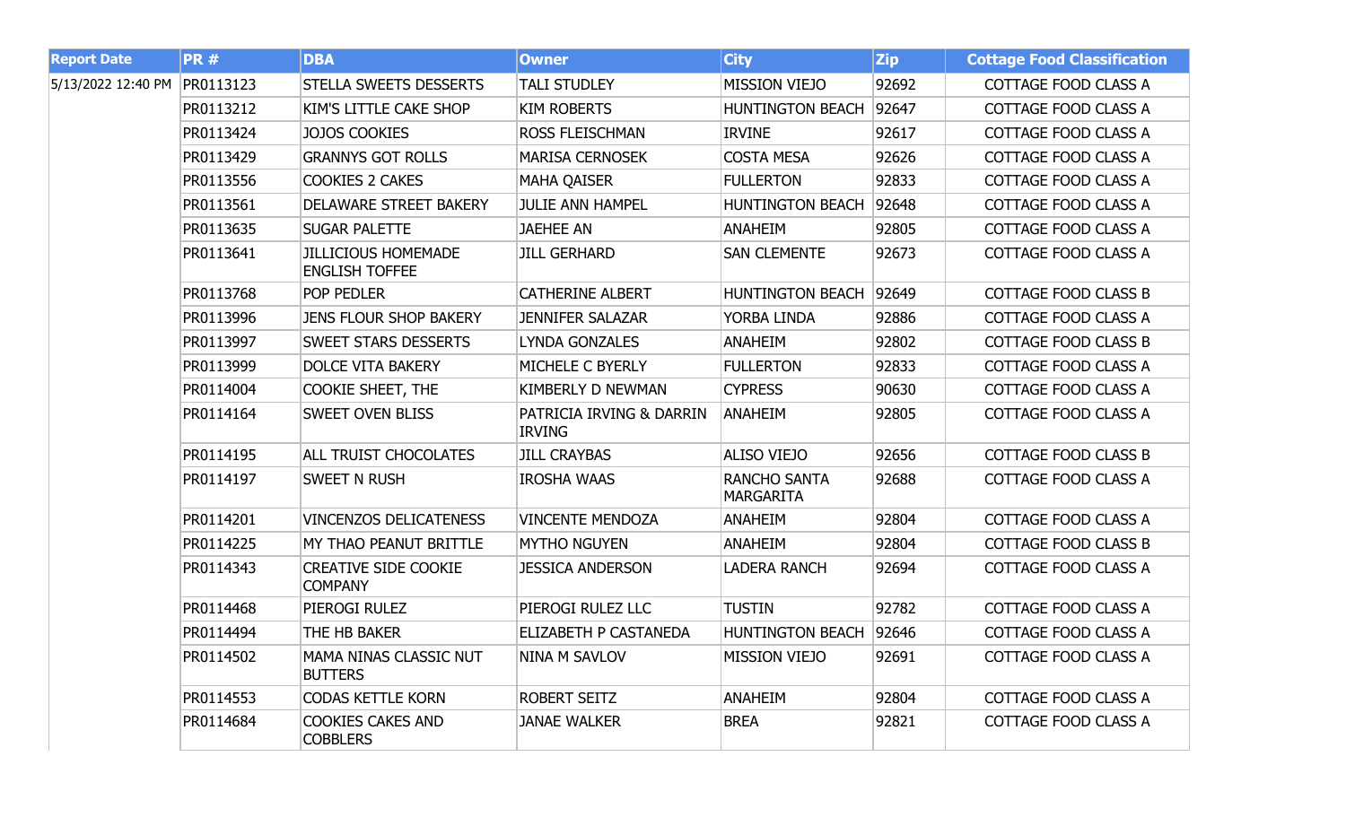| Report Date | PR # | DBA | Owner | City | Zip | Cottage Food Classification |
|---|---|---|---|---|---|---|
| 5/13/2022 12:40 PM | PR0113123 | STELLA SWEETS DESSERTS | TALI STUDLEY | MISSION VIEJO | 92692 | COTTAGE FOOD CLASS A |
| | PR0113212 | KIM'S LITTLE CAKE SHOP | KIM ROBERTS | HUNTINGTON BEACH | 92647 | COTTAGE FOOD CLASS A |
| | PR0113424 | JOJOS COOKIES | ROSS FLEISCHMAN | IRVINE | 92617 | COTTAGE FOOD CLASS A |
| | PR0113429 | GRANNYS GOT ROLLS | MARISA CERNOSEK | COSTA MESA | 92626 | COTTAGE FOOD CLASS A |
| | PR0113556 | COOKIES 2 CAKES | MAHA QAISER | FULLERTON | 92833 | COTTAGE FOOD CLASS A |
| | PR0113561 | DELAWARE STREET BAKERY | JULIE ANN HAMPEL | HUNTINGTON BEACH | 92648 | COTTAGE FOOD CLASS A |
| | PR0113635 | SUGAR PALETTE | JAEHEE AN | ANAHEIM | 92805 | COTTAGE FOOD CLASS A |
| | PR0113641 | JILLICIOUS HOMEMADE ENGLISH TOFFEE | JILL GERHARD | SAN CLEMENTE | 92673 | COTTAGE FOOD CLASS A |
| | PR0113768 | POP PEDLER | CATHERINE ALBERT | HUNTINGTON BEACH | 92649 | COTTAGE FOOD CLASS B |
| | PR0113996 | JENS FLOUR SHOP BAKERY | JENNIFER SALAZAR | YORBA LINDA | 92886 | COTTAGE FOOD CLASS A |
| | PR0113997 | SWEET STARS DESSERTS | LYNDA GONZALES | ANAHEIM | 92802 | COTTAGE FOOD CLASS B |
| | PR0113999 | DOLCE VITA BAKERY | MICHELE C BYERLY | FULLERTON | 92833 | COTTAGE FOOD CLASS A |
| | PR0114004 | COOKIE SHEET, THE | KIMBERLY D NEWMAN | CYPRESS | 90630 | COTTAGE FOOD CLASS A |
| | PR0114164 | SWEET OVEN BLISS | PATRICIA IRVING & DARRIN IRVING | ANAHEIM | 92805 | COTTAGE FOOD CLASS A |
| | PR0114195 | ALL TRUIST CHOCOLATES | JILL CRAYBAS | ALISO VIEJO | 92656 | COTTAGE FOOD CLASS B |
| | PR0114197 | SWEET N RUSH | IROSHA WAAS | RANCHO SANTA MARGARITA | 92688 | COTTAGE FOOD CLASS A |
| | PR0114201 | VINCENZOS DELICATENESS | VINCENTE MENDOZA | ANAHEIM | 92804 | COTTAGE FOOD CLASS A |
| | PR0114225 | MY THAO PEANUT BRITTLE | MYTHO NGUYEN | ANAHEIM | 92804 | COTTAGE FOOD CLASS B |
| | PR0114343 | CREATIVE SIDE COOKIE COMPANY | JESSICA ANDERSON | LADERA RANCH | 92694 | COTTAGE FOOD CLASS A |
| | PR0114468 | PIEROGI RULEZ | PIEROGI RULEZ LLC | TUSTIN | 92782 | COTTAGE FOOD CLASS A |
| | PR0114494 | THE HB BAKER | ELIZABETH P CASTANEDA | HUNTINGTON BEACH | 92646 | COTTAGE FOOD CLASS A |
| | PR0114502 | MAMA NINAS CLASSIC NUT BUTTERS | NINA M SAVLOV | MISSION VIEJO | 92691 | COTTAGE FOOD CLASS A |
| | PR0114553 | CODAS KETTLE KORN | ROBERT SEITZ | ANAHEIM | 92804 | COTTAGE FOOD CLASS A |
| | PR0114684 | COOKIES CAKES AND COBBLERS | JANAE WALKER | BREA | 92821 | COTTAGE FOOD CLASS A |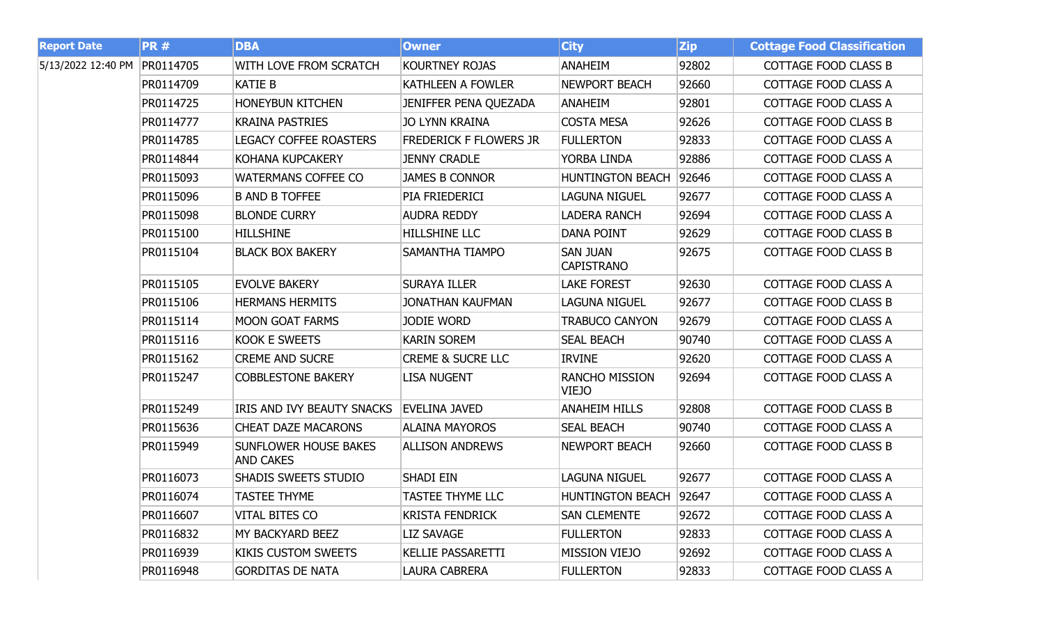| Report Date | PR # | DBA | Owner | City | Zip | Cottage Food Classification |
|---|---|---|---|---|---|---|
| 5/13/2022 12:40 PM | PR0114705 | WITH LOVE FROM SCRATCH | KOURTNEY ROJAS | ANAHEIM | 92802 | COTTAGE FOOD CLASS B |
| | PR0114709 | KATIE B | KATHLEEN A FOWLER | NEWPORT BEACH | 92660 | COTTAGE FOOD CLASS A |
| | PR0114725 | HONEYBUN KITCHEN | JENIFFER PENA QUEZADA | ANAHEIM | 92801 | COTTAGE FOOD CLASS A |
| | PR0114777 | KRAINA PASTRIES | JO LYNN KRAINA | COSTA MESA | 92626 | COTTAGE FOOD CLASS B |
| | PR0114785 | LEGACY COFFEE ROASTERS | FREDERICK F FLOWERS JR | FULLERTON | 92833 | COTTAGE FOOD CLASS A |
| | PR0114844 | KOHANA KUPCAKERY | JENNY CRADLE | YORBA LINDA | 92886 | COTTAGE FOOD CLASS A |
| | PR0115093 | WATERMANS COFFEE CO | JAMES B CONNOR | HUNTINGTON BEACH | 92646 | COTTAGE FOOD CLASS A |
| | PR0115096 | B AND B TOFFEE | PIA FRIEDERICI | LAGUNA NIGUEL | 92677 | COTTAGE FOOD CLASS A |
| | PR0115098 | BLONDE CURRY | AUDRA REDDY | LADERA RANCH | 92694 | COTTAGE FOOD CLASS A |
| | PR0115100 | HILLSHINE | HILLSHINE LLC | DANA POINT | 92629 | COTTAGE FOOD CLASS B |
| | PR0115104 | BLACK BOX BAKERY | SAMANTHA TIAMPO | SAN JUAN CAPISTRANO | 92675 | COTTAGE FOOD CLASS B |
| | PR0115105 | EVOLVE BAKERY | SURAYA ILLER | LAKE FOREST | 92630 | COTTAGE FOOD CLASS A |
| | PR0115106 | HERMANS HERMITS | JONATHAN KAUFMAN | LAGUNA NIGUEL | 92677 | COTTAGE FOOD CLASS B |
| | PR0115114 | MOON GOAT FARMS | JODIE WORD | TRABUCO CANYON | 92679 | COTTAGE FOOD CLASS A |
| | PR0115116 | KOOK E SWEETS | KARIN SOREM | SEAL BEACH | 90740 | COTTAGE FOOD CLASS A |
| | PR0115162 | CREME AND SUCRE | CREME & SUCRE LLC | IRVINE | 92620 | COTTAGE FOOD CLASS A |
| | PR0115247 | COBBLESTONE BAKERY | LISA NUGENT | RANCHO MISSION VIEJO | 92694 | COTTAGE FOOD CLASS A |
| | PR0115249 | IRIS AND IVY BEAUTY SNACKS | EVELINA JAVED | ANAHEIM HILLS | 92808 | COTTAGE FOOD CLASS B |
| | PR0115636 | CHEAT DAZE MACARONS | ALAINA MAYOROS | SEAL BEACH | 90740 | COTTAGE FOOD CLASS A |
| | PR0115949 | SUNFLOWER HOUSE BAKES AND CAKES | ALLISON ANDREWS | NEWPORT BEACH | 92660 | COTTAGE FOOD CLASS B |
| | PR0116073 | SHADIS SWEETS STUDIO | SHADI EIN | LAGUNA NIGUEL | 92677 | COTTAGE FOOD CLASS A |
| | PR0116074 | TASTEE THYME | TASTEE THYME LLC | HUNTINGTON BEACH | 92647 | COTTAGE FOOD CLASS A |
| | PR0116607 | VITAL BITES CO | KRISTA FENDRICK | SAN CLEMENTE | 92672 | COTTAGE FOOD CLASS A |
| | PR0116832 | MY BACKYARD BEEZ | LIZ SAVAGE | FULLERTON | 92833 | COTTAGE FOOD CLASS A |
| | PR0116939 | KIKIS CUSTOM SWEETS | KELLIE PASSARETTI | MISSION VIEJO | 92692 | COTTAGE FOOD CLASS A |
| | PR0116948 | GORDITAS DE NATA | LAURA CABRERA | FULLERTON | 92833 | COTTAGE FOOD CLASS A |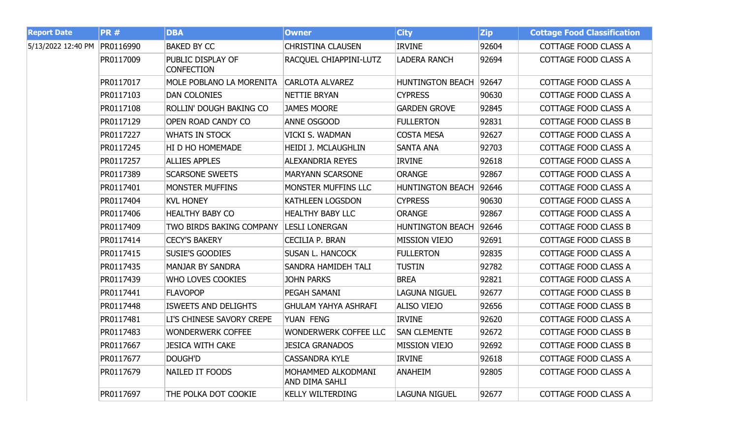| Report Date | PR # | DBA | Owner | City | Zip | Cottage Food Classification |
|---|---|---|---|---|---|---|
| 5/13/2022 12:40 PM | PR0116990 | BAKED BY CC | CHRISTINA CLAUSEN | IRVINE | 92604 | COTTAGE FOOD CLASS A |
| | PR0117009 | PUBLIC DISPLAY OF CONFECTION | RACQUEL CHIAPPINI-LUTZ | LADERA RANCH | 92694 | COTTAGE FOOD CLASS A |
| | PR0117017 | MOLE POBLANO LA MORENITA | CARLOTA ALVAREZ | HUNTINGTON BEACH | 92647 | COTTAGE FOOD CLASS A |
| | PR0117103 | DAN COLONIES | NETTIE BRYAN | CYPRESS | 90630 | COTTAGE FOOD CLASS A |
| | PR0117108 | ROLLIN' DOUGH BAKING CO | JAMES MOORE | GARDEN GROVE | 92845 | COTTAGE FOOD CLASS A |
| | PR0117129 | OPEN ROAD CANDY CO | ANNE OSGOOD | FULLERTON | 92831 | COTTAGE FOOD CLASS B |
| | PR0117227 | WHATS IN STOCK | VICKI S. WADMAN | COSTA MESA | 92627 | COTTAGE FOOD CLASS A |
| | PR0117245 | HI D HO HOMEMADE | HEIDI J. MCLAUGHLIN | SANTA ANA | 92703 | COTTAGE FOOD CLASS A |
| | PR0117257 | ALLIES APPLES | ALEXANDRIA REYES | IRVINE | 92618 | COTTAGE FOOD CLASS A |
| | PR0117389 | SCARSONE SWEETS | MARYANN SCARSONE | ORANGE | 92867 | COTTAGE FOOD CLASS A |
| | PR0117401 | MONSTER MUFFINS | MONSTER MUFFINS LLC | HUNTINGTON BEACH | 92646 | COTTAGE FOOD CLASS A |
| | PR0117404 | KVL HONEY | KATHLEEN LOGSDON | CYPRESS | 90630 | COTTAGE FOOD CLASS A |
| | PR0117406 | HEALTHY BABY CO | HEALTHY BABY LLC | ORANGE | 92867 | COTTAGE FOOD CLASS A |
| | PR0117409 | TWO BIRDS BAKING COMPANY | LESLI LONERGAN | HUNTINGTON BEACH | 92646 | COTTAGE FOOD CLASS B |
| | PR0117414 | CECY'S BAKERY | CECILIA P. BRAN | MISSION VIEJO | 92691 | COTTAGE FOOD CLASS B |
| | PR0117415 | SUSIE'S GOODIES | SUSAN L. HANCOCK | FULLERTON | 92835 | COTTAGE FOOD CLASS A |
| | PR0117435 | MANJAR BY SANDRA | SANDRA HAMIDEH TALI | TUSTIN | 92782 | COTTAGE FOOD CLASS A |
| | PR0117439 | WHO LOVES COOKIES | JOHN PARKS | BREA | 92821 | COTTAGE FOOD CLASS A |
| | PR0117441 | FLAVOPOP | PEGAH SAMANI | LAGUNA NIGUEL | 92677 | COTTAGE FOOD CLASS B |
| | PR0117448 | ISWEETS AND DELIGHTS | GHULAM YAHYA ASHRAFI | ALISO VIEJO | 92656 | COTTAGE FOOD CLASS B |
| | PR0117481 | LI'S CHINESE SAVORY CREPE | YUAN FENG | IRVINE | 92620 | COTTAGE FOOD CLASS A |
| | PR0117483 | WONDERWERK COFFEE | WONDERWERK COFFEE LLC | SAN CLEMENTE | 92672 | COTTAGE FOOD CLASS B |
| | PR0117667 | JESICA WITH CAKE | JESICA GRANADOS | MISSION VIEJO | 92692 | COTTAGE FOOD CLASS B |
| | PR0117677 | DOUGH'D | CASSANDRA KYLE | IRVINE | 92618 | COTTAGE FOOD CLASS A |
| | PR0117679 | NAILED IT FOODS | MOHAMMED ALKODMANI AND DIMA SAHLI | ANAHEIM | 92805 | COTTAGE FOOD CLASS A |
| | PR0117697 | THE POLKA DOT COOKIE | KELLY WILTERDING | LAGUNA NIGUEL | 92677 | COTTAGE FOOD CLASS A |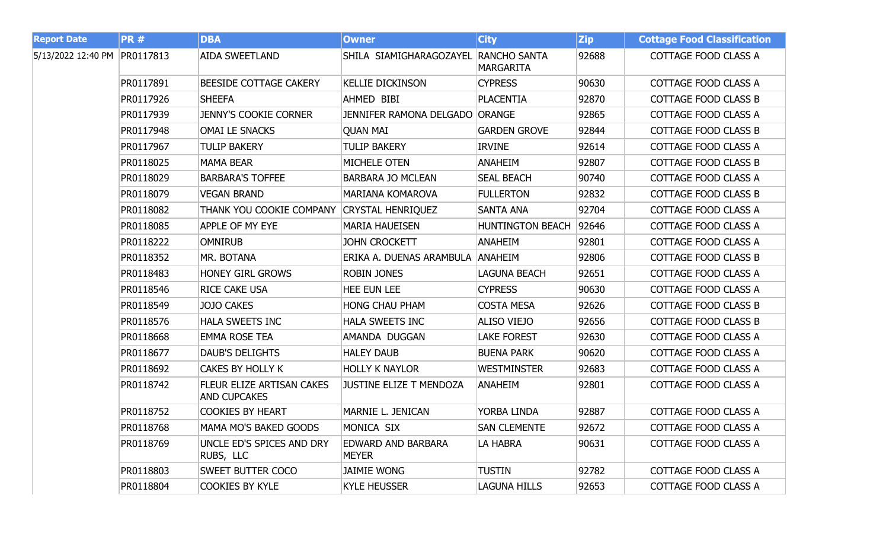| Report Date | PR # | DBA | Owner | City | Zip | Cottage Food Classification |
|---|---|---|---|---|---|---|
| 5/13/2022 12:40 PM | PR0117813 | AIDA SWEETLAND | SHILA SIAMIGHARAGOZAYEL | RANCHO SANTA MARGARITA | 92688 | COTTAGE FOOD CLASS A |
| | PR0117891 | BEESIDE COTTAGE CAKERY | KELLIE DICKINSON | CYPRESS | 90630 | COTTAGE FOOD CLASS A |
| | PR0117926 | SHEEFA | AHMED BIBI | PLACENTIA | 92870 | COTTAGE FOOD CLASS B |
| | PR0117939 | JENNY'S COOKIE CORNER | JENNIFER RAMONA DELGADO | ORANGE | 92865 | COTTAGE FOOD CLASS A |
| | PR0117948 | OMAI LE SNACKS | QUAN MAI | GARDEN GROVE | 92844 | COTTAGE FOOD CLASS B |
| | PR0117967 | TULIP BAKERY | TULIP BAKERY | IRVINE | 92614 | COTTAGE FOOD CLASS A |
| | PR0118025 | MAMA BEAR | MICHELE OTEN | ANAHEIM | 92807 | COTTAGE FOOD CLASS B |
| | PR0118029 | BARBARA'S TOFFEE | BARBARA JO MCLEAN | SEAL BEACH | 90740 | COTTAGE FOOD CLASS A |
| | PR0118079 | VEGAN BRAND | MARIANA KOMAROVA | FULLERTON | 92832 | COTTAGE FOOD CLASS B |
| | PR0118082 | THANK YOU COOKIE COMPANY | CRYSTAL HENRIQUEZ | SANTA ANA | 92704 | COTTAGE FOOD CLASS A |
| | PR0118085 | APPLE OF MY EYE | MARIA HAUEISEN | HUNTINGTON BEACH | 92646 | COTTAGE FOOD CLASS A |
| | PR0118222 | OMNIRUB | JOHN CROCKETT | ANAHEIM | 92801 | COTTAGE FOOD CLASS A |
| | PR0118352 | MR. BOTANA | ERIKA A. DUENAS ARAMBULA | ANAHEIM | 92806 | COTTAGE FOOD CLASS B |
| | PR0118483 | HONEY GIRL GROWS | ROBIN JONES | LAGUNA BEACH | 92651 | COTTAGE FOOD CLASS A |
| | PR0118546 | RICE CAKE USA | HEE EUN LEE | CYPRESS | 90630 | COTTAGE FOOD CLASS A |
| | PR0118549 | JOJO CAKES | HONG CHAU PHAM | COSTA MESA | 92626 | COTTAGE FOOD CLASS B |
| | PR0118576 | HALA SWEETS INC | HALA SWEETS INC | ALISO VIEJO | 92656 | COTTAGE FOOD CLASS B |
| | PR0118668 | EMMA ROSE TEA | AMANDA DUGGAN | LAKE FOREST | 92630 | COTTAGE FOOD CLASS A |
| | PR0118677 | DAUB'S DELIGHTS | HALEY DAUB | BUENA PARK | 90620 | COTTAGE FOOD CLASS A |
| | PR0118692 | CAKES BY HOLLY K | HOLLY K NAYLOR | WESTMINSTER | 92683 | COTTAGE FOOD CLASS A |
| | PR0118742 | FLEUR ELIZE ARTISAN CAKES AND CUPCAKES | JUSTINE ELIZE T MENDOZA | ANAHEIM | 92801 | COTTAGE FOOD CLASS A |
| | PR0118752 | COOKIES BY HEART | MARNIE L. JENICAN | YORBA LINDA | 92887 | COTTAGE FOOD CLASS A |
| | PR0118768 | MAMA MO'S BAKED GOODS | MONICA SIX | SAN CLEMENTE | 92672 | COTTAGE FOOD CLASS A |
| | PR0118769 | UNCLE ED'S SPICES AND DRY RUBS, LLC | EDWARD AND BARBARA MEYER | LA HABRA | 90631 | COTTAGE FOOD CLASS A |
| | PR0118803 | SWEET BUTTER COCO | JAIMIE WONG | TUSTIN | 92782 | COTTAGE FOOD CLASS A |
| | PR0118804 | COOKIES BY KYLE | KYLE HEUSSER | LAGUNA HILLS | 92653 | COTTAGE FOOD CLASS A |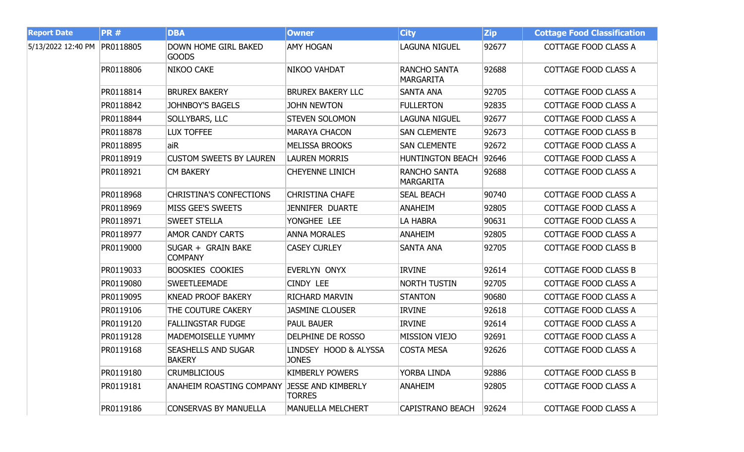| Report Date | PR # | DBA | Owner | City | Zip | Cottage Food Classification |
|---|---|---|---|---|---|---|
| 5/13/2022 12:40 PM | PR0118805 | DOWN HOME GIRL BAKED GOODS | AMY HOGAN | LAGUNA NIGUEL | 92677 | COTTAGE FOOD CLASS A |
| | PR0118806 | NIKOO CAKE | NIKOO VAHDAT | RANCHO SANTA MARGARITA | 92688 | COTTAGE FOOD CLASS A |
| | PR0118814 | BRUREX BAKERY | BRUREX BAKERY LLC | SANTA ANA | 92705 | COTTAGE FOOD CLASS A |
| | PR0118842 | JOHNBOY'S BAGELS | JOHN NEWTON | FULLERTON | 92835 | COTTAGE FOOD CLASS A |
| | PR0118844 | SOLLYBARS, LLC | STEVEN SOLOMON | LAGUNA NIGUEL | 92677 | COTTAGE FOOD CLASS A |
| | PR0118878 | LUX TOFFEE | MARAYA CHACON | SAN CLEMENTE | 92673 | COTTAGE FOOD CLASS B |
| | PR0118895 | aiR | MELISSA BROOKS | SAN CLEMENTE | 92672 | COTTAGE FOOD CLASS A |
| | PR0118919 | CUSTOM SWEETS BY LAUREN | LAUREN MORRIS | HUNTINGTON BEACH | 92646 | COTTAGE FOOD CLASS A |
| | PR0118921 | CM BAKERY | CHEYENNE LINICH | RANCHO SANTA MARGARITA | 92688 | COTTAGE FOOD CLASS A |
| | PR0118968 | CHRISTINA'S CONFECTIONS | CHRISTINA CHAFE | SEAL BEACH | 90740 | COTTAGE FOOD CLASS A |
| | PR0118969 | MISS GEE'S SWEETS | JENNIFER DUARTE | ANAHEIM | 92805 | COTTAGE FOOD CLASS A |
| | PR0118971 | SWEET STELLA | YONGHEE LEE | LA HABRA | 90631 | COTTAGE FOOD CLASS A |
| | PR0118977 | AMOR CANDY CARTS | ANNA MORALES | ANAHEIM | 92805 | COTTAGE FOOD CLASS A |
| | PR0119000 | SUGAR + GRAIN BAKE COMPANY | CASEY CURLEY | SANTA ANA | 92705 | COTTAGE FOOD CLASS B |
| | PR0119033 | BOOSKIES COOKIES | EVERLYN ONYX | IRVINE | 92614 | COTTAGE FOOD CLASS B |
| | PR0119080 | SWEETLEEMADE | CINDY LEE | NORTH TUSTIN | 92705 | COTTAGE FOOD CLASS A |
| | PR0119095 | KNEAD PROOF BAKERY | RICHARD MARVIN | STANTON | 90680 | COTTAGE FOOD CLASS A |
| | PR0119106 | THE COUTURE CAKERY | JASMINE CLOUSER | IRVINE | 92618 | COTTAGE FOOD CLASS A |
| | PR0119120 | FALLINGSTAR FUDGE | PAUL BAUER | IRVINE | 92614 | COTTAGE FOOD CLASS A |
| | PR0119128 | MADEMOISELLE YUMMY | DELPHINE DE ROSSO | MISSION VIEJO | 92691 | COTTAGE FOOD CLASS A |
| | PR0119168 | SEASHELLS AND SUGAR BAKERY | LINDSEY HOOD & ALYSSA JONES | COSTA MESA | 92626 | COTTAGE FOOD CLASS A |
| | PR0119180 | CRUMBLICIOUS | KIMBERLY POWERS | YORBA LINDA | 92886 | COTTAGE FOOD CLASS B |
| | PR0119181 | ANAHEIM ROASTING COMPANY | JESSE AND KIMBERLY TORRES | ANAHEIM | 92805 | COTTAGE FOOD CLASS A |
| | PR0119186 | CONSERVAS BY MANUELLA | MANUELLA MELCHERT | CAPISTRANO BEACH | 92624 | COTTAGE FOOD CLASS A |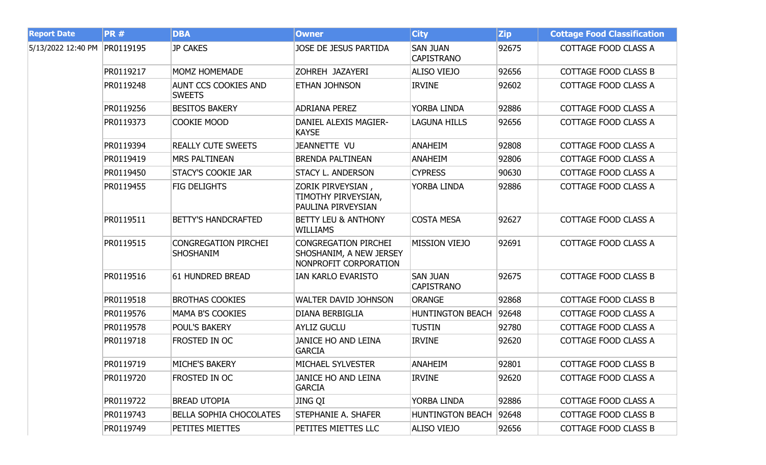| Report Date | PR # | DBA | Owner | City | Zip | Cottage Food Classification |
|---|---|---|---|---|---|---|
| 5/13/2022 12:40 PM | PR0119195 | JP CAKES | JOSE DE JESUS PARTIDA | SAN JUAN CAPISTRANO | 92675 | COTTAGE FOOD CLASS A |
| | PR0119217 | MOMZ HOMEMADE | ZOHREH JAZAYERI | ALISO VIEJO | 92656 | COTTAGE FOOD CLASS B |
| | PR0119248 | AUNT CCS COOKIES AND SWEETS | ETHAN JOHNSON | IRVINE | 92602 | COTTAGE FOOD CLASS A |
| | PR0119256 | BESITOS BAKERY | ADRIANA PEREZ | YORBA LINDA | 92886 | COTTAGE FOOD CLASS A |
| | PR0119373 | COOKIE MOOD | DANIEL ALEXIS MAGIER-KAYSE | LAGUNA HILLS | 92656 | COTTAGE FOOD CLASS A |
| | PR0119394 | REALLY CUTE SWEETS | JEANNETTE VU | ANAHEIM | 92808 | COTTAGE FOOD CLASS A |
| | PR0119419 | MRS PALTINEAN | BRENDA PALTINEAN | ANAHEIM | 92806 | COTTAGE FOOD CLASS A |
| | PR0119450 | STACY'S COOKIE JAR | STACY L. ANDERSON | CYPRESS | 90630 | COTTAGE FOOD CLASS A |
| | PR0119455 | FIG DELIGHTS | ZORIK PIRVEYSIAN , TIMOTHY PIRVEYSIAN, PAULINA PIRVEYSIAN | YORBA LINDA | 92886 | COTTAGE FOOD CLASS A |
| | PR0119511 | BETTY'S HANDCRAFTED | BETTY LEU & ANTHONY WILLIAMS | COSTA MESA | 92627 | COTTAGE FOOD CLASS A |
| | PR0119515 | CONGREGATION PIRCHEI SHOSHANIM | CONGREGATION PIRCHEI SHOSHANIM, A NEW JERSEY NONPROFIT CORPORATION | MISSION VIEJO | 92691 | COTTAGE FOOD CLASS A |
| | PR0119516 | 61 HUNDRED BREAD | IAN KARLO EVARISTO | SAN JUAN CAPISTRANO | 92675 | COTTAGE FOOD CLASS B |
| | PR0119518 | BROTHAS COOKIES | WALTER DAVID JOHNSON | ORANGE | 92868 | COTTAGE FOOD CLASS B |
| | PR0119576 | MAMA B'S COOKIES | DIANA BERBIGLIA | HUNTINGTON BEACH | 92648 | COTTAGE FOOD CLASS A |
| | PR0119578 | POUL'S BAKERY | AYLIZ GUCLU | TUSTIN | 92780 | COTTAGE FOOD CLASS A |
| | PR0119718 | FROSTED IN OC | JANICE HO AND LEINA GARCIA | IRVINE | 92620 | COTTAGE FOOD CLASS A |
| | PR0119719 | MICHE'S BAKERY | MICHAEL SYLVESTER | ANAHEIM | 92801 | COTTAGE FOOD CLASS B |
| | PR0119720 | FROSTED IN OC | JANICE HO AND LEINA GARCIA | IRVINE | 92620 | COTTAGE FOOD CLASS A |
| | PR0119722 | BREAD UTOPIA | JING QI | YORBA LINDA | 92886 | COTTAGE FOOD CLASS A |
| | PR0119743 | BELLA SOPHIA CHOCOLATES | STEPHANIE A. SHAFER | HUNTINGTON BEACH | 92648 | COTTAGE FOOD CLASS B |
| | PR0119749 | PETITES MIETTES | PETITES MIETTES LLC | ALISO VIEJO | 92656 | COTTAGE FOOD CLASS B |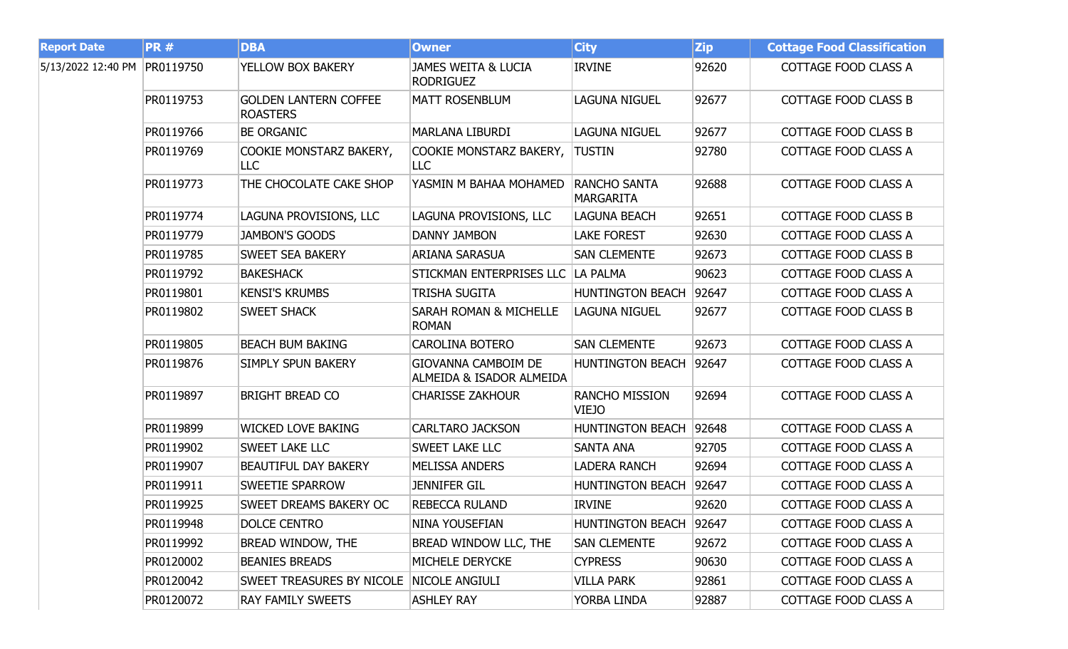| Report Date | PR # | DBA | Owner | City | Zip | Cottage Food Classification |
|---|---|---|---|---|---|---|
| 5/13/2022 12:40 PM | PR0119750 | YELLOW BOX BAKERY | JAMES WEITA & LUCIA RODRIGUEZ | IRVINE | 92620 | COTTAGE FOOD CLASS A |
| | PR0119753 | GOLDEN LANTERN COFFEE ROASTERS | MATT ROSENBLUM | LAGUNA NIGUEL | 92677 | COTTAGE FOOD CLASS B |
| | PR0119766 | BE ORGANIC | MARLANA LIBURDI | LAGUNA NIGUEL | 92677 | COTTAGE FOOD CLASS B |
| | PR0119769 | COOKIE MONSTARZ BAKERY, LLC | COOKIE MONSTARZ BAKERY, LLC | TUSTIN | 92780 | COTTAGE FOOD CLASS A |
| | PR0119773 | THE CHOCOLATE CAKE SHOP | YASMIN M BAHAA MOHAMED | RANCHO SANTA MARGARITA | 92688 | COTTAGE FOOD CLASS A |
| | PR0119774 | LAGUNA PROVISIONS, LLC | LAGUNA PROVISIONS, LLC | LAGUNA BEACH | 92651 | COTTAGE FOOD CLASS B |
| | PR0119779 | JAMBON'S GOODS | DANNY JAMBON | LAKE FOREST | 92630 | COTTAGE FOOD CLASS A |
| | PR0119785 | SWEET SEA BAKERY | ARIANA SARASUA | SAN CLEMENTE | 92673 | COTTAGE FOOD CLASS B |
| | PR0119792 | BAKESHACK | STICKMAN ENTERPRISES LLC | LA PALMA | 90623 | COTTAGE FOOD CLASS A |
| | PR0119801 | KENSI'S KRUMBS | TRISHA SUGITA | HUNTINGTON BEACH | 92647 | COTTAGE FOOD CLASS A |
| | PR0119802 | SWEET SHACK | SARAH ROMAN & MICHELLE ROMAN | LAGUNA NIGUEL | 92677 | COTTAGE FOOD CLASS B |
| | PR0119805 | BEACH BUM BAKING | CAROLINA BOTERO | SAN CLEMENTE | 92673 | COTTAGE FOOD CLASS A |
| | PR0119876 | SIMPLY SPUN BAKERY | GIOVANNA CAMBOIM DE ALMEIDA & ISADOR ALMEIDA | HUNTINGTON BEACH | 92647 | COTTAGE FOOD CLASS A |
| | PR0119897 | BRIGHT BREAD CO | CHARISSE ZAKHOUR | RANCHO MISSION VIEJO | 92694 | COTTAGE FOOD CLASS A |
| | PR0119899 | WICKED LOVE BAKING | CARLTARO JACKSON | HUNTINGTON BEACH | 92648 | COTTAGE FOOD CLASS A |
| | PR0119902 | SWEET LAKE LLC | SWEET LAKE LLC | SANTA ANA | 92705 | COTTAGE FOOD CLASS A |
| | PR0119907 | BEAUTIFUL DAY BAKERY | MELISSA ANDERS | LADERA RANCH | 92694 | COTTAGE FOOD CLASS A |
| | PR0119911 | SWEETIE SPARROW | JENNIFER GIL | HUNTINGTON BEACH | 92647 | COTTAGE FOOD CLASS A |
| | PR0119925 | SWEET DREAMS BAKERY OC | REBECCA RULAND | IRVINE | 92620 | COTTAGE FOOD CLASS A |
| | PR0119948 | DOLCE CENTRO | NINA YOUSEFIAN | HUNTINGTON BEACH | 92647 | COTTAGE FOOD CLASS A |
| | PR0119992 | BREAD WINDOW, THE | BREAD WINDOW LLC, THE | SAN CLEMENTE | 92672 | COTTAGE FOOD CLASS A |
| | PR0120002 | BEANIES BREADS | MICHELE DERYCKE | CYPRESS | 90630 | COTTAGE FOOD CLASS A |
| | PR0120042 | SWEET TREASURES BY NICOLE | NICOLE ANGIULI | VILLA PARK | 92861 | COTTAGE FOOD CLASS A |
| | PR0120072 | RAY FAMILY SWEETS | ASHLEY RAY | YORBA LINDA | 92887 | COTTAGE FOOD CLASS A |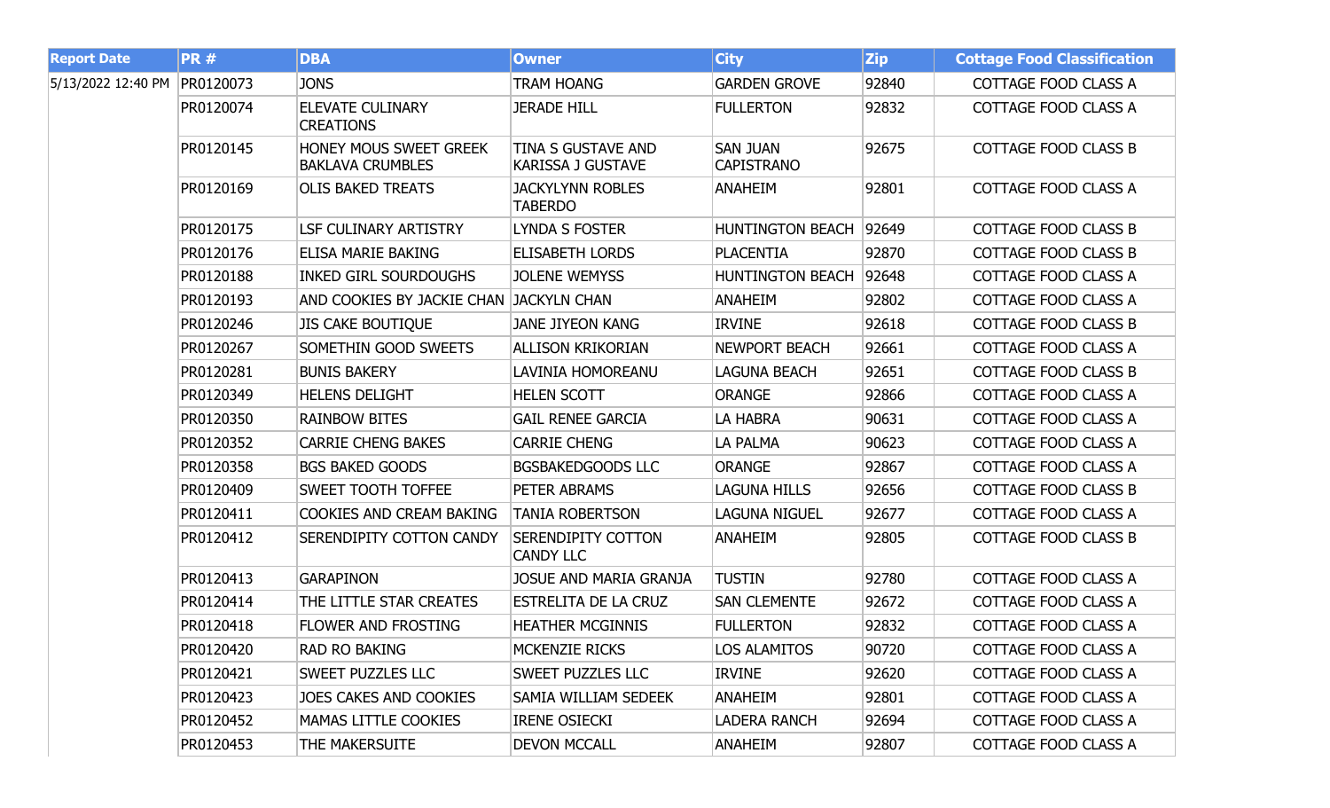| Report Date | PR # | DBA | Owner | City | Zip | Cottage Food Classification |
|---|---|---|---|---|---|---|
| 5/13/2022 12:40 PM | PR0120073 | JONS | TRAM HOANG | GARDEN GROVE | 92840 | COTTAGE FOOD CLASS A |
| | PR0120074 | ELEVATE CULINARY CREATIONS | JERADE HILL | FULLERTON | 92832 | COTTAGE FOOD CLASS A |
| | PR0120145 | HONEY MOUS SWEET GREEK BAKLAVA CRUMBLES | TINA S GUSTAVE AND KARISSA J GUSTAVE | SAN JUAN CAPISTRANO | 92675 | COTTAGE FOOD CLASS B |
| | PR0120169 | OLIS BAKED TREATS | JACKYLYNN ROBLES TABERDO | ANAHEIM | 92801 | COTTAGE FOOD CLASS A |
| | PR0120175 | LSF CULINARY ARTISTRY | LYNDA S FOSTER | HUNTINGTON BEACH | 92649 | COTTAGE FOOD CLASS B |
| | PR0120176 | ELISA MARIE BAKING | ELISABETH LORDS | PLACENTIA | 92870 | COTTAGE FOOD CLASS B |
| | PR0120188 | INKED GIRL SOURDOUGHS | JOLENE WEMYSS | HUNTINGTON BEACH | 92648 | COTTAGE FOOD CLASS A |
| | PR0120193 | AND COOKIES BY JACKIE CHAN | JACKYLN CHAN | ANAHEIM | 92802 | COTTAGE FOOD CLASS A |
| | PR0120246 | JIS CAKE BOUTIQUE | JANE JIYEON KANG | IRVINE | 92618 | COTTAGE FOOD CLASS B |
| | PR0120267 | SOMETHIN GOOD SWEETS | ALLISON KRIKORIAN | NEWPORT BEACH | 92661 | COTTAGE FOOD CLASS A |
| | PR0120281 | BUNIS BAKERY | LAVINIA HOMOREANU | LAGUNA BEACH | 92651 | COTTAGE FOOD CLASS B |
| | PR0120349 | HELENS DELIGHT | HELEN SCOTT | ORANGE | 92866 | COTTAGE FOOD CLASS A |
| | PR0120350 | RAINBOW BITES | GAIL RENEE GARCIA | LA HABRA | 90631 | COTTAGE FOOD CLASS A |
| | PR0120352 | CARRIE CHENG BAKES | CARRIE CHENG | LA PALMA | 90623 | COTTAGE FOOD CLASS A |
| | PR0120358 | BGS BAKED GOODS | BGSBAKEDGOODS LLC | ORANGE | 92867 | COTTAGE FOOD CLASS A |
| | PR0120409 | SWEET TOOTH TOFFEE | PETER ABRAMS | LAGUNA HILLS | 92656 | COTTAGE FOOD CLASS B |
| | PR0120411 | COOKIES AND CREAM BAKING | TANIA ROBERTSON | LAGUNA NIGUEL | 92677 | COTTAGE FOOD CLASS A |
| | PR0120412 | SERENDIPITY COTTON CANDY | SERENDIPITY COTTON CANDY LLC | ANAHEIM | 92805 | COTTAGE FOOD CLASS B |
| | PR0120413 | GARAPINON | JOSUE AND MARIA GRANJA | TUSTIN | 92780 | COTTAGE FOOD CLASS A |
| | PR0120414 | THE LITTLE STAR CREATES | ESTRELITA DE LA CRUZ | SAN CLEMENTE | 92672 | COTTAGE FOOD CLASS A |
| | PR0120418 | FLOWER AND FROSTING | HEATHER MCGINNIS | FULLERTON | 92832 | COTTAGE FOOD CLASS A |
| | PR0120420 | RAD RO BAKING | MCKENZIE RICKS | LOS ALAMITOS | 90720 | COTTAGE FOOD CLASS A |
| | PR0120421 | SWEET PUZZLES LLC | SWEET PUZZLES LLC | IRVINE | 92620 | COTTAGE FOOD CLASS A |
| | PR0120423 | JOES CAKES AND COOKIES | SAMIA WILLIAM SEDEEK | ANAHEIM | 92801 | COTTAGE FOOD CLASS A |
| | PR0120452 | MAMAS LITTLE COOKIES | IRENE OSIECKI | LADERA RANCH | 92694 | COTTAGE FOOD CLASS A |
| | PR0120453 | THE MAKERSUITE | DEVON MCCALL | ANAHEIM | 92807 | COTTAGE FOOD CLASS A |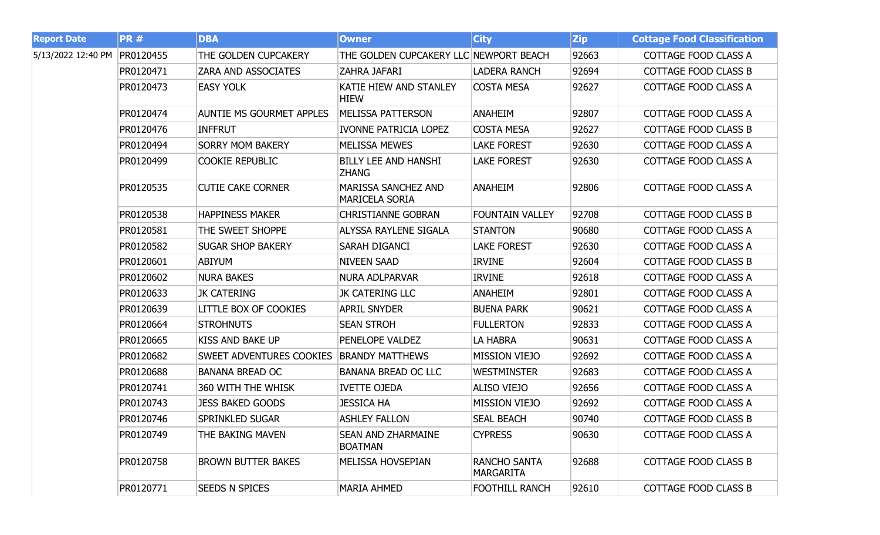| Report Date | PR # | DBA | Owner | City | Zip | Cottage Food Classification |
|---|---|---|---|---|---|---|
| 5/13/2022 12:40 PM | PR0120455 | THE GOLDEN CUPCAKERY | THE GOLDEN CUPCAKERY LLC | NEWPORT BEACH | 92663 | COTTAGE FOOD CLASS A |
| | PR0120471 | ZARA AND ASSOCIATES | ZAHRA JAFARI | LADERA RANCH | 92694 | COTTAGE FOOD CLASS B |
| | PR0120473 | EASY YOLK | KATIE HIEW AND STANLEY HIEW | COSTA MESA | 92627 | COTTAGE FOOD CLASS A |
| | PR0120474 | AUNTIE MS GOURMET APPLES | MELISSA PATTERSON | ANAHEIM | 92807 | COTTAGE FOOD CLASS A |
| | PR0120476 | INFFRUT | IVONNE PATRICIA LOPEZ | COSTA MESA | 92627 | COTTAGE FOOD CLASS B |
| | PR0120494 | SORRY MOM BAKERY | MELISSA MEWES | LAKE FOREST | 92630 | COTTAGE FOOD CLASS A |
| | PR0120499 | COOKIE REPUBLIC | BILLY LEE AND HANSHI ZHANG | LAKE FOREST | 92630 | COTTAGE FOOD CLASS A |
| | PR0120535 | CUTIE CAKE CORNER | MARISSA SANCHEZ AND MARICELA SORIA | ANAHEIM | 92806 | COTTAGE FOOD CLASS A |
| | PR0120538 | HAPPINESS MAKER | CHRISTIANNE GOBRAN | FOUNTAIN VALLEY | 92708 | COTTAGE FOOD CLASS B |
| | PR0120581 | THE SWEET SHOPPE | ALYSSA RAYLENE SIGALA | STANTON | 90680 | COTTAGE FOOD CLASS A |
| | PR0120582 | SUGAR SHOP BAKERY | SARAH DIGANCI | LAKE FOREST | 92630 | COTTAGE FOOD CLASS A |
| | PR0120601 | ABIYUM | NIVEEN SAAD | IRVINE | 92604 | COTTAGE FOOD CLASS B |
| | PR0120602 | NURA BAKES | NURA ADLPARVAR | IRVINE | 92618 | COTTAGE FOOD CLASS A |
| | PR0120633 | JK CATERING | JK CATERING LLC | ANAHEIM | 92801 | COTTAGE FOOD CLASS A |
| | PR0120639 | LITTLE BOX OF COOKIES | APRIL SNYDER | BUENA PARK | 90621 | COTTAGE FOOD CLASS A |
| | PR0120664 | STROHNUTS | SEAN STROH | FULLERTON | 92833 | COTTAGE FOOD CLASS A |
| | PR0120665 | KISS AND BAKE UP | PENELOPE VALDEZ | LA HABRA | 90631 | COTTAGE FOOD CLASS A |
| | PR0120682 | SWEET ADVENTURES COOKIES | BRANDY MATTHEWS | MISSION VIEJO | 92692 | COTTAGE FOOD CLASS A |
| | PR0120688 | BANANA BREAD OC | BANANA BREAD OC LLC | WESTMINSTER | 92683 | COTTAGE FOOD CLASS A |
| | PR0120741 | 360 WITH THE WHISK | IVETTE OJEDA | ALISO VIEJO | 92656 | COTTAGE FOOD CLASS A |
| | PR0120743 | JESS BAKED GOODS | JESSICA HA | MISSION VIEJO | 92692 | COTTAGE FOOD CLASS A |
| | PR0120746 | SPRINKLED SUGAR | ASHLEY FALLON | SEAL BEACH | 90740 | COTTAGE FOOD CLASS B |
| | PR0120749 | THE BAKING MAVEN | SEAN AND ZHARMAINE BOATMAN | CYPRESS | 90630 | COTTAGE FOOD CLASS A |
| | PR0120758 | BROWN BUTTER BAKES | MELISSA HOVSEPIAN | RANCHO SANTA MARGARITA | 92688 | COTTAGE FOOD CLASS B |
| | PR0120771 | SEEDS N SPICES | MARIA AHMED | FOOTHILL RANCH | 92610 | COTTAGE FOOD CLASS B |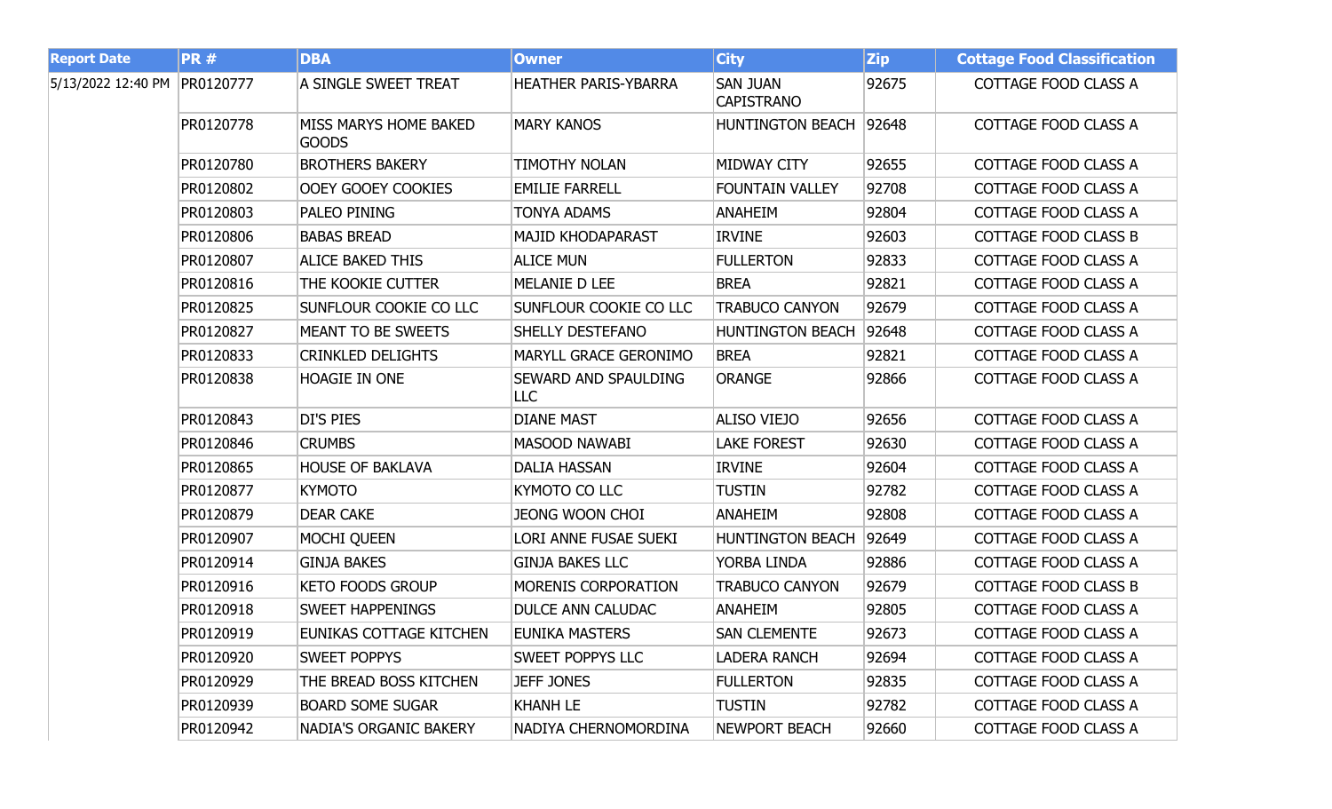| Report Date | PR # | DBA | Owner | City | Zip | Cottage Food Classification |
|---|---|---|---|---|---|---|
| 5/13/2022 12:40 PM | PR0120777 | A SINGLE SWEET TREAT | HEATHER PARIS-YBARRA | SAN JUAN CAPISTRANO | 92675 | COTTAGE FOOD CLASS A |
| | PR0120778 | MISS MARYS HOME BAKED GOODS | MARY KANOS | HUNTINGTON BEACH | 92648 | COTTAGE FOOD CLASS A |
| | PR0120780 | BROTHERS BAKERY | TIMOTHY NOLAN | MIDWAY CITY | 92655 | COTTAGE FOOD CLASS A |
| | PR0120802 | OOEY GOOEY COOKIES | EMILIE FARRELL | FOUNTAIN VALLEY | 92708 | COTTAGE FOOD CLASS A |
| | PR0120803 | PALEO PINING | TONYA ADAMS | ANAHEIM | 92804 | COTTAGE FOOD CLASS A |
| | PR0120806 | BABAS BREAD | MAJID KHODAPARAST | IRVINE | 92603 | COTTAGE FOOD CLASS B |
| | PR0120807 | ALICE BAKED THIS | ALICE MUN | FULLERTON | 92833 | COTTAGE FOOD CLASS A |
| | PR0120816 | THE KOOKIE CUTTER | MELANIE D LEE | BREA | 92821 | COTTAGE FOOD CLASS A |
| | PR0120825 | SUNFLOUR COOKIE CO LLC | SUNFLOUR COOKIE CO LLC | TRABUCO CANYON | 92679 | COTTAGE FOOD CLASS A |
| | PR0120827 | MEANT TO BE SWEETS | SHELLY DESTEFANO | HUNTINGTON BEACH | 92648 | COTTAGE FOOD CLASS A |
| | PR0120833 | CRINKLED DELIGHTS | MARYLL GRACE GERONIMO | BREA | 92821 | COTTAGE FOOD CLASS A |
| | PR0120838 | HOAGIE IN ONE | SEWARD AND SPAULDING LLC | ORANGE | 92866 | COTTAGE FOOD CLASS A |
| | PR0120843 | DI'S PIES | DIANE MAST | ALISO VIEJO | 92656 | COTTAGE FOOD CLASS A |
| | PR0120846 | CRUMBS | MASOOD NAWABI | LAKE FOREST | 92630 | COTTAGE FOOD CLASS A |
| | PR0120865 | HOUSE OF BAKLAVA | DALIA HASSAN | IRVINE | 92604 | COTTAGE FOOD CLASS A |
| | PR0120877 | KYMOTO | KYMOTO CO LLC | TUSTIN | 92782 | COTTAGE FOOD CLASS A |
| | PR0120879 | DEAR CAKE | JEONG WOON CHOI | ANAHEIM | 92808 | COTTAGE FOOD CLASS A |
| | PR0120907 | MOCHI QUEEN | LORI ANNE FUSAE SUEKI | HUNTINGTON BEACH | 92649 | COTTAGE FOOD CLASS A |
| | PR0120914 | GINJA BAKES | GINJA BAKES LLC | YORBA LINDA | 92886 | COTTAGE FOOD CLASS A |
| | PR0120916 | KETO FOODS GROUP | MORENIS CORPORATION | TRABUCO CANYON | 92679 | COTTAGE FOOD CLASS B |
| | PR0120918 | SWEET HAPPENINGS | DULCE ANN CALUDAC | ANAHEIM | 92805 | COTTAGE FOOD CLASS A |
| | PR0120919 | EUNIKAS COTTAGE KITCHEN | EUNIKA MASTERS | SAN CLEMENTE | 92673 | COTTAGE FOOD CLASS A |
| | PR0120920 | SWEET POPPYS | SWEET POPPYS LLC | LADERA RANCH | 92694 | COTTAGE FOOD CLASS A |
| | PR0120929 | THE BREAD BOSS KITCHEN | JEFF JONES | FULLERTON | 92835 | COTTAGE FOOD CLASS A |
| | PR0120939 | BOARD SOME SUGAR | KHANH LE | TUSTIN | 92782 | COTTAGE FOOD CLASS A |
| | PR0120942 | NADIA'S ORGANIC BAKERY | NADIYA CHERNOMORDINA | NEWPORT BEACH | 92660 | COTTAGE FOOD CLASS A |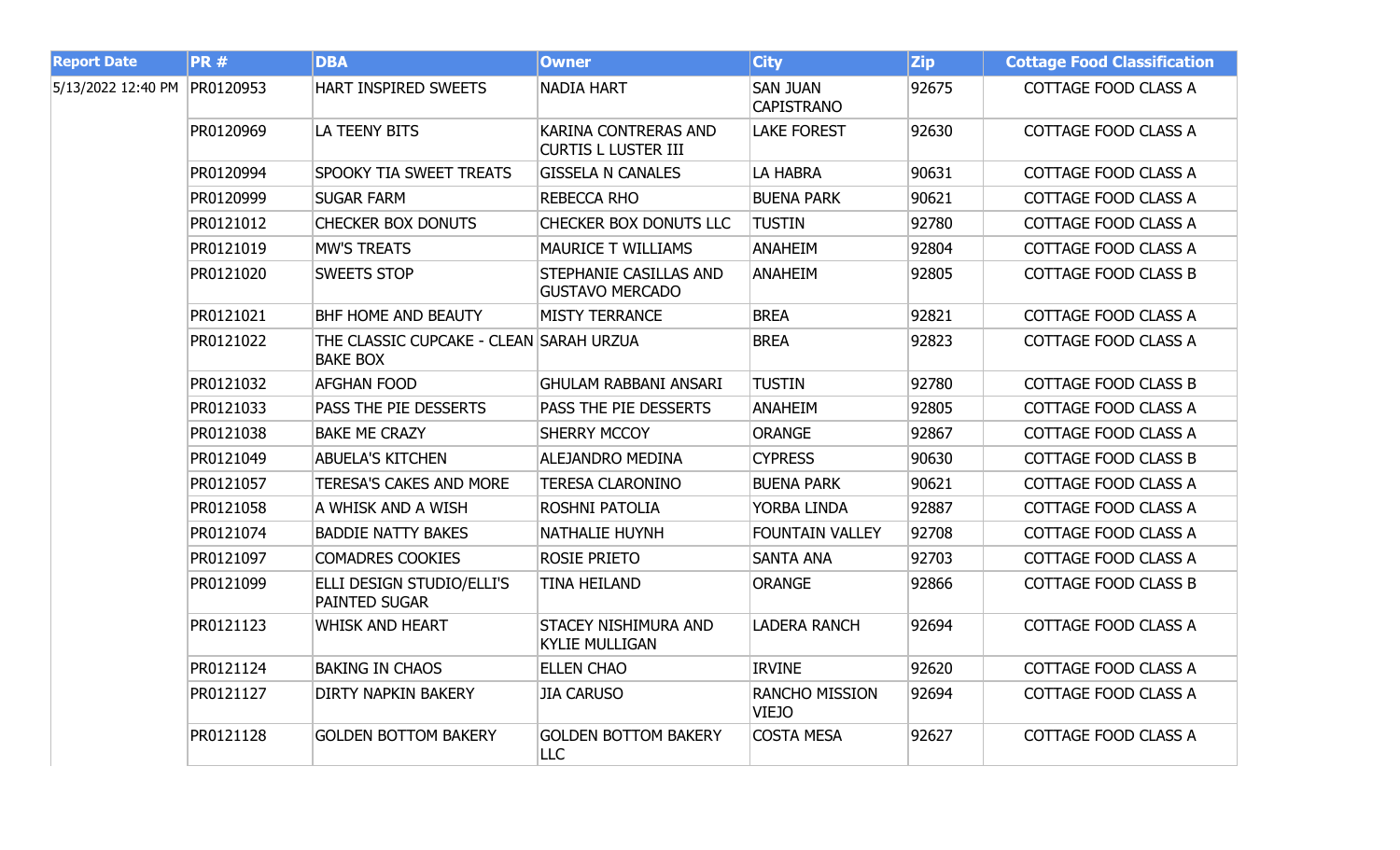| Report Date | PR # | DBA | Owner | City | Zip | Cottage Food Classification |
|---|---|---|---|---|---|---|
| 5/13/2022 12:40 PM | PR0120953 | HART INSPIRED SWEETS | NADIA HART | SAN JUAN CAPISTRANO | 92675 | COTTAGE FOOD CLASS A |
| | PR0120969 | LA TEENY BITS | KARINA CONTRERAS AND CURTIS L LUSTER III | LAKE FOREST | 92630 | COTTAGE FOOD CLASS A |
| | PR0120994 | SPOOKY TIA SWEET TREATS | GISSELA N CANALES | LA HABRA | 90631 | COTTAGE FOOD CLASS A |
| | PR0120999 | SUGAR FARM | REBECCA RHO | BUENA PARK | 90621 | COTTAGE FOOD CLASS A |
| | PR0121012 | CHECKER BOX DONUTS | CHECKER BOX DONUTS LLC | TUSTIN | 92780 | COTTAGE FOOD CLASS A |
| | PR0121019 | MW'S TREATS | MAURICE T WILLIAMS | ANAHEIM | 92804 | COTTAGE FOOD CLASS A |
| | PR0121020 | SWEETS STOP | STEPHANIE CASILLAS AND GUSTAVO MERCADO | ANAHEIM | 92805 | COTTAGE FOOD CLASS B |
| | PR0121021 | BHF HOME AND BEAUTY | MISTY TERRANCE | BREA | 92821 | COTTAGE FOOD CLASS A |
| | PR0121022 | THE CLASSIC CUPCAKE - CLEAN BAKE BOX | SARAH URZUA | BREA | 92823 | COTTAGE FOOD CLASS A |
| | PR0121032 | AFGHAN FOOD | GHULAM RABBANI ANSARI | TUSTIN | 92780 | COTTAGE FOOD CLASS B |
| | PR0121033 | PASS THE PIE DESSERTS | PASS THE PIE DESSERTS | ANAHEIM | 92805 | COTTAGE FOOD CLASS A |
| | PR0121038 | BAKE ME CRAZY | SHERRY MCCOY | ORANGE | 92867 | COTTAGE FOOD CLASS A |
| | PR0121049 | ABUELA'S KITCHEN | ALEJANDRO MEDINA | CYPRESS | 90630 | COTTAGE FOOD CLASS B |
| | PR0121057 | TERESA'S CAKES AND MORE | TERESA CLARONINO | BUENA PARK | 90621 | COTTAGE FOOD CLASS A |
| | PR0121058 | A WHISK AND A WISH | ROSHNI PATOLIA | YORBA LINDA | 92887 | COTTAGE FOOD CLASS A |
| | PR0121074 | BADDIE NATTY BAKES | NATHALIE HUYNH | FOUNTAIN VALLEY | 92708 | COTTAGE FOOD CLASS A |
| | PR0121097 | COMADRES COOKIES | ROSIE PRIETO | SANTA ANA | 92703 | COTTAGE FOOD CLASS A |
| | PR0121099 | ELLI DESIGN STUDIO/ELLI'S PAINTED SUGAR | TINA HEILAND | ORANGE | 92866 | COTTAGE FOOD CLASS B |
| | PR0121123 | WHISK AND HEART | STACEY NISHIMURA AND KYLIE MULLIGAN | LADERA RANCH | 92694 | COTTAGE FOOD CLASS A |
| | PR0121124 | BAKING IN CHAOS | ELLEN CHAO | IRVINE | 92620 | COTTAGE FOOD CLASS A |
| | PR0121127 | DIRTY NAPKIN BAKERY | JIA CARUSO | RANCHO MISSION VIEJO | 92694 | COTTAGE FOOD CLASS A |
| | PR0121128 | GOLDEN BOTTOM BAKERY | GOLDEN BOTTOM BAKERY LLC | COSTA MESA | 92627 | COTTAGE FOOD CLASS A |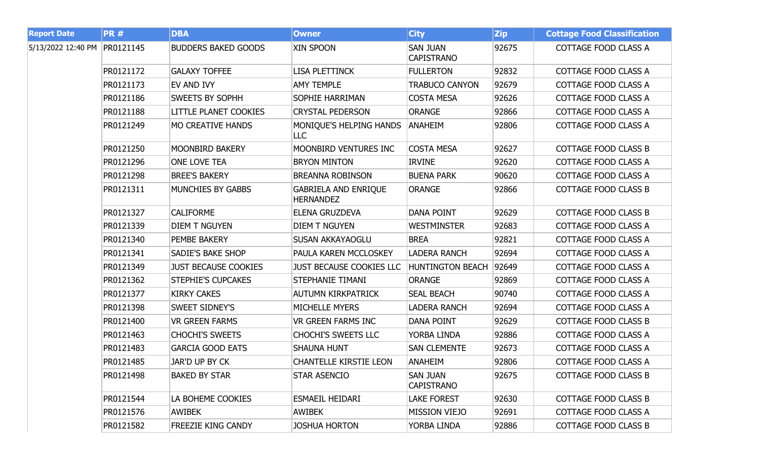| Report Date | PR # | DBA | Owner | City | Zip | Cottage Food Classification |
|---|---|---|---|---|---|---|
| 5/13/2022 12:40 PM | PR0121145 | BUDDERS BAKED GOODS | XIN SPOON | SAN JUAN CAPISTRANO | 92675 | COTTAGE FOOD CLASS A |
| | PR0121172 | GALAXY TOFFEE | LISA PLETTINCK | FULLERTON | 92832 | COTTAGE FOOD CLASS A |
| | PR0121173 | EV AND IVY | AMY TEMPLE | TRABUCO CANYON | 92679 | COTTAGE FOOD CLASS A |
| | PR0121186 | SWEETS BY SOPHH | SOPHIE HARRIMAN | COSTA MESA | 92626 | COTTAGE FOOD CLASS A |
| | PR0121188 | LITTLE PLANET COOKIES | CRYSTAL PEDERSON | ORANGE | 92866 | COTTAGE FOOD CLASS A |
| | PR0121249 | MO CREATIVE HANDS | MONIQUE'S HELPING HANDS LLC | ANAHEIM | 92806 | COTTAGE FOOD CLASS A |
| | PR0121250 | MOONBIRD BAKERY | MOONBIRD VENTURES INC | COSTA MESA | 92627 | COTTAGE FOOD CLASS B |
| | PR0121296 | ONE LOVE TEA | BRYON MINTON | IRVINE | 92620 | COTTAGE FOOD CLASS A |
| | PR0121298 | BREE'S BAKERY | BREANNA ROBINSON | BUENA PARK | 90620 | COTTAGE FOOD CLASS A |
| | PR0121311 | MUNCHIES BY GABBS | GABRIELA AND ENRIQUE HERNANDEZ | ORANGE | 92866 | COTTAGE FOOD CLASS B |
| | PR0121327 | CALIFORME | ELENA GRUZDEVA | DANA POINT | 92629 | COTTAGE FOOD CLASS B |
| | PR0121339 | DIEM T NGUYEN | DIEM T NGUYEN | WESTMINSTER | 92683 | COTTAGE FOOD CLASS A |
| | PR0121340 | PEMBE BAKERY | SUSAN AKKAYAOGLU | BREA | 92821 | COTTAGE FOOD CLASS A |
| | PR0121341 | SADIE'S BAKE SHOP | PAULA KAREN MCCLOSKEY | LADERA RANCH | 92694 | COTTAGE FOOD CLASS A |
| | PR0121349 | JUST BECAUSE COOKIES | JUST BECAUSE COOKIES LLC | HUNTINGTON BEACH | 92649 | COTTAGE FOOD CLASS A |
| | PR0121362 | STEPHIE'S CUPCAKES | STEPHANIE TIMANI | ORANGE | 92869 | COTTAGE FOOD CLASS A |
| | PR0121377 | KIRKY CAKES | AUTUMN KIRKPATRICK | SEAL BEACH | 90740 | COTTAGE FOOD CLASS A |
| | PR0121398 | SWEET SIDNEY'S | MICHELLE MYERS | LADERA RANCH | 92694 | COTTAGE FOOD CLASS A |
| | PR0121400 | VR GREEN FARMS | VR GREEN FARMS INC | DANA POINT | 92629 | COTTAGE FOOD CLASS B |
| | PR0121463 | CHOCHI'S SWEETS | CHOCHI'S SWEETS LLC | YORBA LINDA | 92886 | COTTAGE FOOD CLASS A |
| | PR0121483 | GARCIA GOOD EATS | SHAUNA HUNT | SAN CLEMENTE | 92673 | COTTAGE FOOD CLASS A |
| | PR0121485 | JAR'D UP BY CK | CHANTELLE KIRSTIE LEON | ANAHEIM | 92806 | COTTAGE FOOD CLASS A |
| | PR0121498 | BAKED BY STAR | STAR ASENCIO | SAN JUAN CAPISTRANO | 92675 | COTTAGE FOOD CLASS B |
| | PR0121544 | LA BOHEME COOKIES | ESMAEIL HEIDARI | LAKE FOREST | 92630 | COTTAGE FOOD CLASS B |
| | PR0121576 | AWIBEK | AWIBEK | MISSION VIEJO | 92691 | COTTAGE FOOD CLASS A |
| | PR0121582 | FREEZIE KING CANDY | JOSHUA HORTON | YORBA LINDA | 92886 | COTTAGE FOOD CLASS B |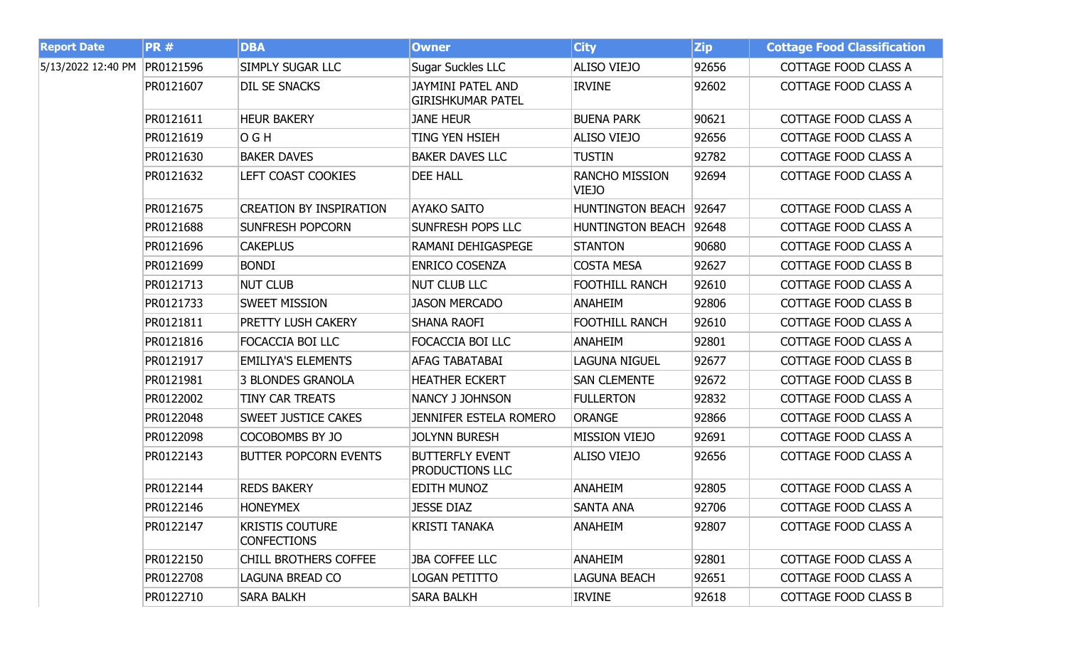| Report Date | PR # | DBA | Owner | City | Zip | Cottage Food Classification |
|---|---|---|---|---|---|---|
| 5/13/2022 12:40 PM | PR0121596 | SIMPLY SUGAR LLC | Sugar Suckles LLC | ALISO VIEJO | 92656 | COTTAGE FOOD CLASS A |
| | PR0121607 | DIL SE SNACKS | JAYMINI PATEL AND GIRISHKUMAR PATEL | IRVINE | 92602 | COTTAGE FOOD CLASS A |
| | PR0121611 | HEUR BAKERY | JANE HEUR | BUENA PARK | 90621 | COTTAGE FOOD CLASS A |
| | PR0121619 | O G H | TING YEN HSIEH | ALISO VIEJO | 92656 | COTTAGE FOOD CLASS A |
| | PR0121630 | BAKER DAVES | BAKER DAVES LLC | TUSTIN | 92782 | COTTAGE FOOD CLASS A |
| | PR0121632 | LEFT COAST COOKIES | DEE HALL | RANCHO MISSION VIEJO | 92694 | COTTAGE FOOD CLASS A |
| | PR0121675 | CREATION BY INSPIRATION | AYAKO SAITO | HUNTINGTON BEACH | 92647 | COTTAGE FOOD CLASS A |
| | PR0121688 | SUNFRESH POPCORN | SUNFRESH POPS LLC | HUNTINGTON BEACH | 92648 | COTTAGE FOOD CLASS A |
| | PR0121696 | CAKEPLUS | RAMANI DEHIGASPEGE | STANTON | 90680 | COTTAGE FOOD CLASS A |
| | PR0121699 | BONDI | ENRICO COSENZA | COSTA MESA | 92627 | COTTAGE FOOD CLASS B |
| | PR0121713 | NUT CLUB | NUT CLUB LLC | FOOTHILL RANCH | 92610 | COTTAGE FOOD CLASS A |
| | PR0121733 | SWEET MISSION | JASON MERCADO | ANAHEIM | 92806 | COTTAGE FOOD CLASS B |
| | PR0121811 | PRETTY LUSH CAKERY | SHANA RAOFI | FOOTHILL RANCH | 92610 | COTTAGE FOOD CLASS A |
| | PR0121816 | FOCACCIA BOI LLC | FOCACCIA BOI LLC | ANAHEIM | 92801 | COTTAGE FOOD CLASS A |
| | PR0121917 | EMILIYA'S ELEMENTS | AFAG TABATABAI | LAGUNA NIGUEL | 92677 | COTTAGE FOOD CLASS B |
| | PR0121981 | 3 BLONDES GRANOLA | HEATHER ECKERT | SAN CLEMENTE | 92672 | COTTAGE FOOD CLASS B |
| | PR0122002 | TINY CAR TREATS | NANCY J JOHNSON | FULLERTON | 92832 | COTTAGE FOOD CLASS A |
| | PR0122048 | SWEET JUSTICE CAKES | JENNIFER ESTELA ROMERO | ORANGE | 92866 | COTTAGE FOOD CLASS A |
| | PR0122098 | COCOBOMBS BY JO | JOLYNN BURESH | MISSION VIEJO | 92691 | COTTAGE FOOD CLASS A |
| | PR0122143 | BUTTER POPCORN EVENTS | BUTTERFLY EVENT PRODUCTIONS LLC | ALISO VIEJO | 92656 | COTTAGE FOOD CLASS A |
| | PR0122144 | REDS BAKERY | EDITH MUNOZ | ANAHEIM | 92805 | COTTAGE FOOD CLASS A |
| | PR0122146 | HONEYMEX | JESSE DIAZ | SANTA ANA | 92706 | COTTAGE FOOD CLASS A |
| | PR0122147 | KRISTIS COUTURE CONFECTIONS | KRISTI TANAKA | ANAHEIM | 92807 | COTTAGE FOOD CLASS A |
| | PR0122150 | CHILL BROTHERS COFFEE | JBA COFFEE LLC | ANAHEIM | 92801 | COTTAGE FOOD CLASS A |
| | PR0122708 | LAGUNA BREAD CO | LOGAN PETITTO | LAGUNA BEACH | 92651 | COTTAGE FOOD CLASS A |
| | PR0122710 | SARA BALKH | SARA BALKH | IRVINE | 92618 | COTTAGE FOOD CLASS B |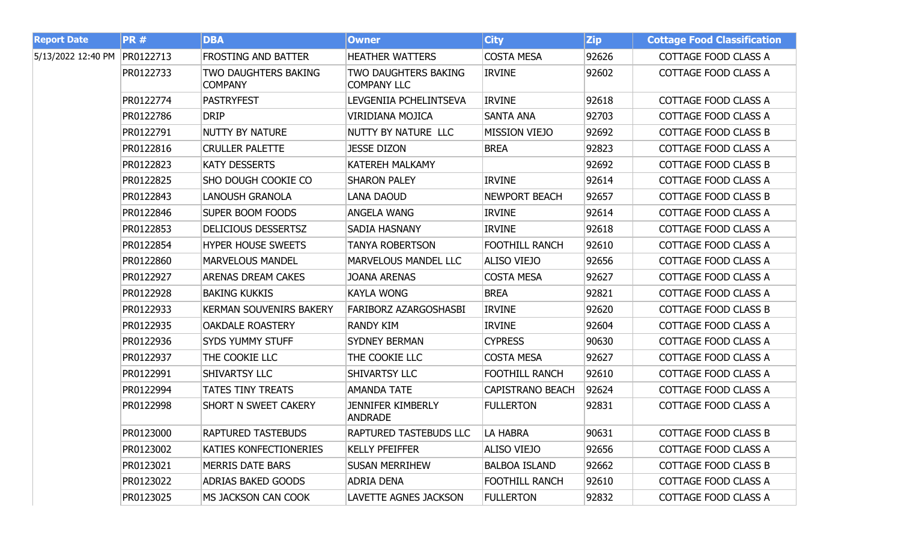| Report Date | PR # | DBA | Owner | City | Zip | Cottage Food Classification |
|---|---|---|---|---|---|---|
| 5/13/2022 12:40 PM | PR0122713 | FROSTING AND BATTER | HEATHER WATTERS | COSTA MESA | 92626 | COTTAGE FOOD CLASS A |
| | PR0122733 | TWO DAUGHTERS BAKING COMPANY | TWO DAUGHTERS BAKING COMPANY LLC | IRVINE | 92602 | COTTAGE FOOD CLASS A |
| | PR0122774 | PASTRYFEST | LEVGENIIA PCHELINTSEVA | IRVINE | 92618 | COTTAGE FOOD CLASS A |
| | PR0122786 | DRIP | VIRIDIANA MOJICA | SANTA ANA | 92703 | COTTAGE FOOD CLASS A |
| | PR0122791 | NUTTY BY NATURE | NUTTY BY NATURE LLC | MISSION VIEJO | 92692 | COTTAGE FOOD CLASS B |
| | PR0122816 | CRULLER PALETTE | JESSE DIZON | BREA | 92823 | COTTAGE FOOD CLASS A |
| | PR0122823 | KATY DESSERTS | KATEREH MALKAMY | | 92692 | COTTAGE FOOD CLASS B |
| | PR0122825 | SHO DOUGH COOKIE CO | SHARON PALEY | IRVINE | 92614 | COTTAGE FOOD CLASS A |
| | PR0122843 | LANOUSH GRANOLA | LANA DAOUD | NEWPORT BEACH | 92657 | COTTAGE FOOD CLASS B |
| | PR0122846 | SUPER BOOM FOODS | ANGELA WANG | IRVINE | 92614 | COTTAGE FOOD CLASS A |
| | PR0122853 | DELICIOUS DESSERTSZ | SADIA HASNANY | IRVINE | 92618 | COTTAGE FOOD CLASS A |
| | PR0122854 | HYPER HOUSE SWEETS | TANYA ROBERTSON | FOOTHILL RANCH | 92610 | COTTAGE FOOD CLASS A |
| | PR0122860 | MARVELOUS MANDEL | MARVELOUS MANDEL LLC | ALISO VIEJO | 92656 | COTTAGE FOOD CLASS A |
| | PR0122927 | ARENAS DREAM CAKES | JOANA ARENAS | COSTA MESA | 92627 | COTTAGE FOOD CLASS A |
| | PR0122928 | BAKING KUKKIS | KAYLA WONG | BREA | 92821 | COTTAGE FOOD CLASS A |
| | PR0122933 | KERMAN SOUVENIRS BAKERY | FARIBORZ AZARGOSHASBI | IRVINE | 92620 | COTTAGE FOOD CLASS B |
| | PR0122935 | OAKDALE ROASTERY | RANDY KIM | IRVINE | 92604 | COTTAGE FOOD CLASS A |
| | PR0122936 | SYDS YUMMY STUFF | SYDNEY BERMAN | CYPRESS | 90630 | COTTAGE FOOD CLASS A |
| | PR0122937 | THE COOKIE LLC | THE COOKIE LLC | COSTA MESA | 92627 | COTTAGE FOOD CLASS A |
| | PR0122991 | SHIVARTSY LLC | SHIVARTSY LLC | FOOTHILL RANCH | 92610 | COTTAGE FOOD CLASS A |
| | PR0122994 | TATES TINY TREATS | AMANDA TATE | CAPISTRANO BEACH | 92624 | COTTAGE FOOD CLASS A |
| | PR0122998 | SHORT N SWEET CAKERY | JENNIFER KIMBERLY ANDRADE | FULLERTON | 92831 | COTTAGE FOOD CLASS A |
| | PR0123000 | RAPTURED TASTEBUDS | RAPTURED TASTEBUDS LLC | LA HABRA | 90631 | COTTAGE FOOD CLASS B |
| | PR0123002 | KATIES KONFECTIONERIES | KELLY PFEIFFER | ALISO VIEJO | 92656 | COTTAGE FOOD CLASS A |
| | PR0123021 | MERRIS DATE BARS | SUSAN MERRIHEW | BALBOA ISLAND | 92662 | COTTAGE FOOD CLASS B |
| | PR0123022 | ADRIAS BAKED GOODS | ADRIA DENA | FOOTHILL RANCH | 92610 | COTTAGE FOOD CLASS A |
| | PR0123025 | MS JACKSON CAN COOK | LAVETTE AGNES JACKSON | FULLERTON | 92832 | COTTAGE FOOD CLASS A |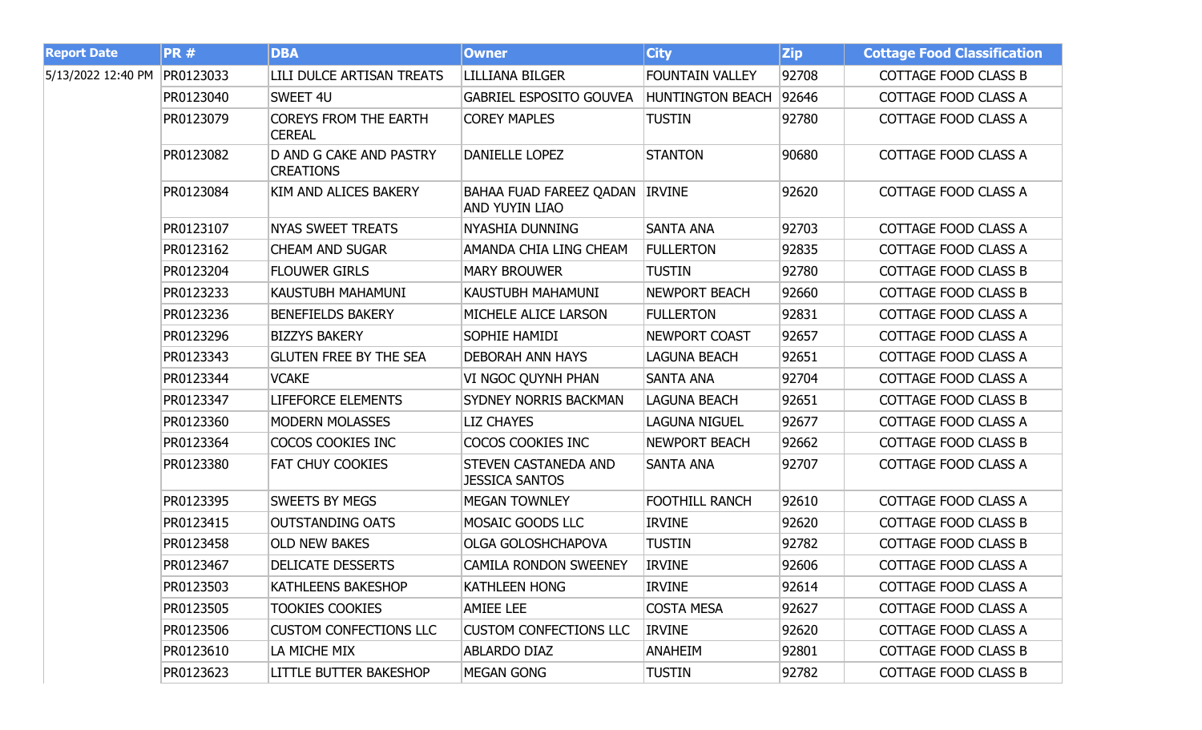| Report Date | PR # | DBA | Owner | City | Zip | Cottage Food Classification |
|---|---|---|---|---|---|---|
| 5/13/2022 12:40 PM | PR0123033 | LILI DULCE ARTISAN TREATS | LILLIANA BILGER | FOUNTAIN VALLEY | 92708 | COTTAGE FOOD CLASS B |
| | PR0123040 | SWEET 4U | GABRIEL ESPOSITO GOUVEA | HUNTINGTON BEACH | 92646 | COTTAGE FOOD CLASS A |
| | PR0123079 | COREYS FROM THE EARTH CEREAL | COREY MAPLES | TUSTIN | 92780 | COTTAGE FOOD CLASS A |
| | PR0123082 | D AND G CAKE AND PASTRY CREATIONS | DANIELLE LOPEZ | STANTON | 90680 | COTTAGE FOOD CLASS A |
| | PR0123084 | KIM AND ALICES BAKERY | BAHAA FUAD FAREEZ QADAN AND YUYIN LIAO | IRVINE | 92620 | COTTAGE FOOD CLASS A |
| | PR0123107 | NYAS SWEET TREATS | NYASHIA DUNNING | SANTA ANA | 92703 | COTTAGE FOOD CLASS A |
| | PR0123162 | CHEAM AND SUGAR | AMANDA CHIA LING CHEAM | FULLERTON | 92835 | COTTAGE FOOD CLASS A |
| | PR0123204 | FLOUWER GIRLS | MARY BROUWER | TUSTIN | 92780 | COTTAGE FOOD CLASS B |
| | PR0123233 | KAUSTUBH MAHAMUNI | KAUSTUBH MAHAMUNI | NEWPORT BEACH | 92660 | COTTAGE FOOD CLASS B |
| | PR0123236 | BENEFIELDS BAKERY | MICHELE ALICE LARSON | FULLERTON | 92831 | COTTAGE FOOD CLASS A |
| | PR0123296 | BIZZYS BAKERY | SOPHIE HAMIDI | NEWPORT COAST | 92657 | COTTAGE FOOD CLASS A |
| | PR0123343 | GLUTEN FREE BY THE SEA | DEBORAH ANN HAYS | LAGUNA BEACH | 92651 | COTTAGE FOOD CLASS A |
| | PR0123344 | VCAKE | VI NGOC QUYNH PHAN | SANTA ANA | 92704 | COTTAGE FOOD CLASS A |
| | PR0123347 | LIFEFORCE ELEMENTS | SYDNEY NORRIS BACKMAN | LAGUNA BEACH | 92651 | COTTAGE FOOD CLASS B |
| | PR0123360 | MODERN MOLASSES | LIZ CHAYES | LAGUNA NIGUEL | 92677 | COTTAGE FOOD CLASS A |
| | PR0123364 | COCOS COOKIES INC | COCOS COOKIES INC | NEWPORT BEACH | 92662 | COTTAGE FOOD CLASS B |
| | PR0123380 | FAT CHUY COOKIES | STEVEN CASTANEDA AND JESSICA SANTOS | SANTA ANA | 92707 | COTTAGE FOOD CLASS A |
| | PR0123395 | SWEETS BY MEGS | MEGAN TOWNLEY | FOOTHILL RANCH | 92610 | COTTAGE FOOD CLASS A |
| | PR0123415 | OUTSTANDING OATS | MOSAIC GOODS LLC | IRVINE | 92620 | COTTAGE FOOD CLASS B |
| | PR0123458 | OLD NEW BAKES | OLGA GOLOSHCHAPOVA | TUSTIN | 92782 | COTTAGE FOOD CLASS B |
| | PR0123467 | DELICATE DESSERTS | CAMILA RONDON SWEENEY | IRVINE | 92606 | COTTAGE FOOD CLASS A |
| | PR0123503 | KATHLEENS BAKESHOP | KATHLEEN HONG | IRVINE | 92614 | COTTAGE FOOD CLASS A |
| | PR0123505 | TOOKIES COOKIES | AMIEE LEE | COSTA MESA | 92627 | COTTAGE FOOD CLASS A |
| | PR0123506 | CUSTOM CONFECTIONS LLC | CUSTOM CONFECTIONS LLC | IRVINE | 92620 | COTTAGE FOOD CLASS A |
| | PR0123610 | LA MICHE MIX | ABLARDO DIAZ | ANAHEIM | 92801 | COTTAGE FOOD CLASS B |
| | PR0123623 | LITTLE BUTTER BAKESHOP | MEGAN GONG | TUSTIN | 92782 | COTTAGE FOOD CLASS B |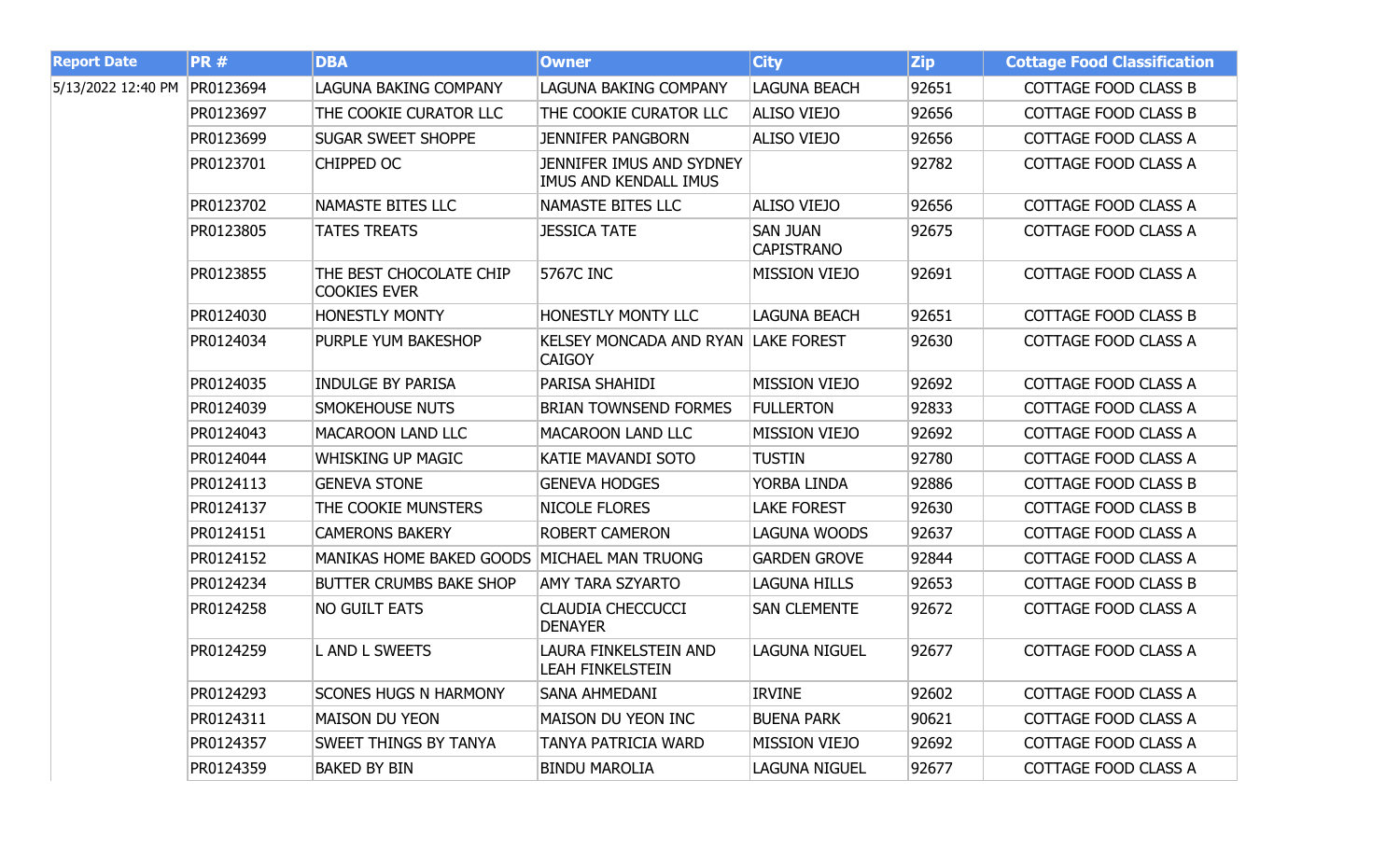| Report Date | PR # | DBA | Owner | City | Zip | Cottage Food Classification |
|---|---|---|---|---|---|---|
| 5/13/2022 12:40 PM | PR0123694 | LAGUNA BAKING COMPANY | LAGUNA BAKING COMPANY | LAGUNA BEACH | 92651 | COTTAGE FOOD CLASS B |
| | PR0123697 | THE COOKIE CURATOR LLC | THE COOKIE CURATOR LLC | ALISO VIEJO | 92656 | COTTAGE FOOD CLASS B |
| | PR0123699 | SUGAR SWEET SHOPPE | JENNIFER PANGBORN | ALISO VIEJO | 92656 | COTTAGE FOOD CLASS A |
| | PR0123701 | CHIPPED OC | JENNIFER IMUS AND SYDNEY IMUS AND KENDALL IMUS | | 92782 | COTTAGE FOOD CLASS A |
| | PR0123702 | NAMASTE BITES LLC | NAMASTE BITES LLC | ALISO VIEJO | 92656 | COTTAGE FOOD CLASS A |
| | PR0123805 | TATES TREATS | JESSICA TATE | SAN JUAN CAPISTRANO | 92675 | COTTAGE FOOD CLASS A |
| | PR0123855 | THE BEST CHOCOLATE CHIP COOKIES EVER | 5767C INC | MISSION VIEJO | 92691 | COTTAGE FOOD CLASS A |
| | PR0124030 | HONESTLY MONTY | HONESTLY MONTY LLC | LAGUNA BEACH | 92651 | COTTAGE FOOD CLASS B |
| | PR0124034 | PURPLE YUM BAKESHOP | KELSEY MONCADA AND RYAN CAIGOY | LAKE FOREST | 92630 | COTTAGE FOOD CLASS A |
| | PR0124035 | INDULGE BY PARISA | PARISA SHAHIDI | MISSION VIEJO | 92692 | COTTAGE FOOD CLASS A |
| | PR0124039 | SMOKEHOUSE NUTS | BRIAN TOWNSEND FORMES | FULLERTON | 92833 | COTTAGE FOOD CLASS A |
| | PR0124043 | MACAROON LAND LLC | MACAROON LAND LLC | MISSION VIEJO | 92692 | COTTAGE FOOD CLASS A |
| | PR0124044 | WHISKING UP MAGIC | KATIE MAVANDI SOTO | TUSTIN | 92780 | COTTAGE FOOD CLASS A |
| | PR0124113 | GENEVA STONE | GENEVA HODGES | YORBA LINDA | 92886 | COTTAGE FOOD CLASS B |
| | PR0124137 | THE COOKIE MUNSTERS | NICOLE FLORES | LAKE FOREST | 92630 | COTTAGE FOOD CLASS B |
| | PR0124151 | CAMERONS BAKERY | ROBERT CAMERON | LAGUNA WOODS | 92637 | COTTAGE FOOD CLASS A |
| | PR0124152 | MANIKAS HOME BAKED GOODS | MICHAEL MAN TRUONG | GARDEN GROVE | 92844 | COTTAGE FOOD CLASS A |
| | PR0124234 | BUTTER CRUMBS BAKE SHOP | AMY TARA SZYARTO | LAGUNA HILLS | 92653 | COTTAGE FOOD CLASS B |
| | PR0124258 | NO GUILT EATS | CLAUDIA CHECCUCCI DENAYER | SAN CLEMENTE | 92672 | COTTAGE FOOD CLASS A |
| | PR0124259 | L AND L SWEETS | LAURA FINKELSTEIN AND LEAH FINKELSTEIN | LAGUNA NIGUEL | 92677 | COTTAGE FOOD CLASS A |
| | PR0124293 | SCONES HUGS N HARMONY | SANA AHMEDANI | IRVINE | 92602 | COTTAGE FOOD CLASS A |
| | PR0124311 | MAISON DU YEON | MAISON DU YEON INC | BUENA PARK | 90621 | COTTAGE FOOD CLASS A |
| | PR0124357 | SWEET THINGS BY TANYA | TANYA PATRICIA WARD | MISSION VIEJO | 92692 | COTTAGE FOOD CLASS A |
| | PR0124359 | BAKED BY BIN | BINDU MAROLIA | LAGUNA NIGUEL | 92677 | COTTAGE FOOD CLASS A |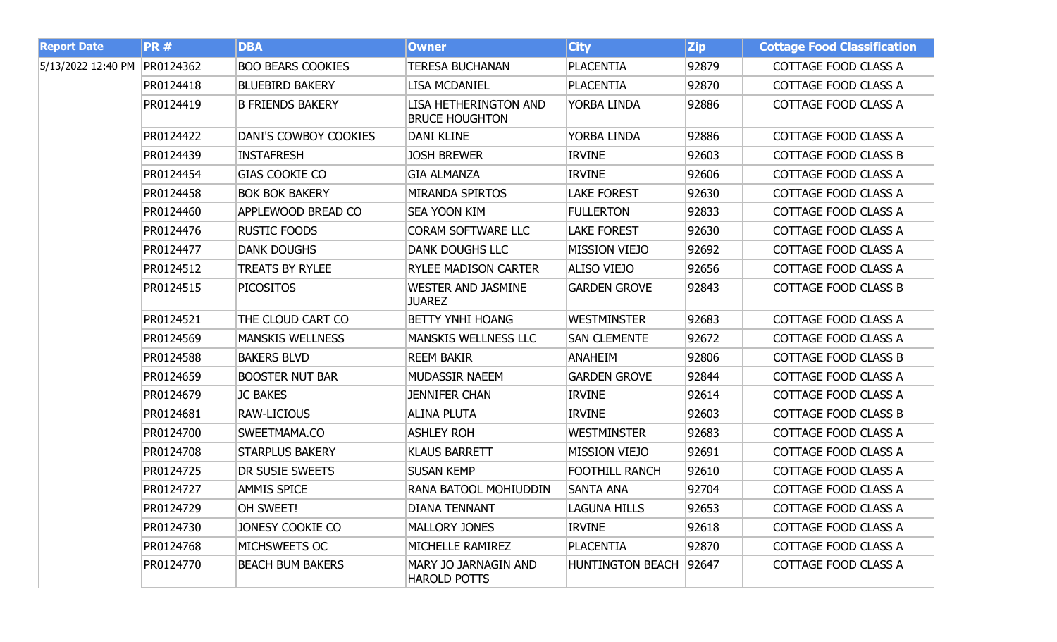| Report Date | PR # | DBA | Owner | City | Zip | Cottage Food Classification |
|---|---|---|---|---|---|---|
| 5/13/2022 12:40 PM | PR0124362 | BOO BEARS COOKIES | TERESA BUCHANAN | PLACENTIA | 92879 | COTTAGE FOOD CLASS A |
| | PR0124418 | BLUEBIRD BAKERY | LISA MCDANIEL | PLACENTIA | 92870 | COTTAGE FOOD CLASS A |
| | PR0124419 | B FRIENDS BAKERY | LISA HETHERINGTON AND BRUCE HOUGHTON | YORBA LINDA | 92886 | COTTAGE FOOD CLASS A |
| | PR0124422 | DANI'S COWBOY COOKIES | DANI KLINE | YORBA LINDA | 92886 | COTTAGE FOOD CLASS A |
| | PR0124439 | INSTAFRESH | JOSH BREWER | IRVINE | 92603 | COTTAGE FOOD CLASS B |
| | PR0124454 | GIAS COOKIE CO | GIA ALMANZA | IRVINE | 92606 | COTTAGE FOOD CLASS A |
| | PR0124458 | BOK BOK BAKERY | MIRANDA SPIRTOS | LAKE FOREST | 92630 | COTTAGE FOOD CLASS A |
| | PR0124460 | APPLEWOOD BREAD CO | SEA YOON KIM | FULLERTON | 92833 | COTTAGE FOOD CLASS A |
| | PR0124476 | RUSTIC FOODS | CORAM SOFTWARE LLC | LAKE FOREST | 92630 | COTTAGE FOOD CLASS A |
| | PR0124477 | DANK DOUGHS | DANK DOUGHS LLC | MISSION VIEJO | 92692 | COTTAGE FOOD CLASS A |
| | PR0124512 | TREATS BY RYLEE | RYLEE MADISON CARTER | ALISO VIEJO | 92656 | COTTAGE FOOD CLASS A |
| | PR0124515 | PICOSITOS | WESTER AND JASMINE JUAREZ | GARDEN GROVE | 92843 | COTTAGE FOOD CLASS B |
| | PR0124521 | THE CLOUD CART CO | BETTY YNHI HOANG | WESTMINSTER | 92683 | COTTAGE FOOD CLASS A |
| | PR0124569 | MANSKIS WELLNESS | MANSKIS WELLNESS LLC | SAN CLEMENTE | 92672 | COTTAGE FOOD CLASS A |
| | PR0124588 | BAKERS BLVD | REEM BAKIR | ANAHEIM | 92806 | COTTAGE FOOD CLASS B |
| | PR0124659 | BOOSTER NUT BAR | MUDASSIR NAEEM | GARDEN GROVE | 92844 | COTTAGE FOOD CLASS A |
| | PR0124679 | JC BAKES | JENNIFER CHAN | IRVINE | 92614 | COTTAGE FOOD CLASS A |
| | PR0124681 | RAW-LICIOUS | ALINA PLUTA | IRVINE | 92603 | COTTAGE FOOD CLASS B |
| | PR0124700 | SWEETMAMA.CO | ASHLEY ROH | WESTMINSTER | 92683 | COTTAGE FOOD CLASS A |
| | PR0124708 | STARPLUS BAKERY | KLAUS BARRETT | MISSION VIEJO | 92691 | COTTAGE FOOD CLASS A |
| | PR0124725 | DR SUSIE SWEETS | SUSAN KEMP | FOOTHILL RANCH | 92610 | COTTAGE FOOD CLASS A |
| | PR0124727 | AMMIS SPICE | RANA BATOOL MOHIUDDIN | SANTA ANA | 92704 | COTTAGE FOOD CLASS A |
| | PR0124729 | OH SWEET! | DIANA TENNANT | LAGUNA HILLS | 92653 | COTTAGE FOOD CLASS A |
| | PR0124730 | JONESY COOKIE CO | MALLORY JONES | IRVINE | 92618 | COTTAGE FOOD CLASS A |
| | PR0124768 | MICHSWEETS OC | MICHELLE RAMIREZ | PLACENTIA | 92870 | COTTAGE FOOD CLASS A |
| | PR0124770 | BEACH BUM BAKERS | MARY JO JARNAGIN AND HAROLD POTTS | HUNTINGTON BEACH | 92647 | COTTAGE FOOD CLASS A |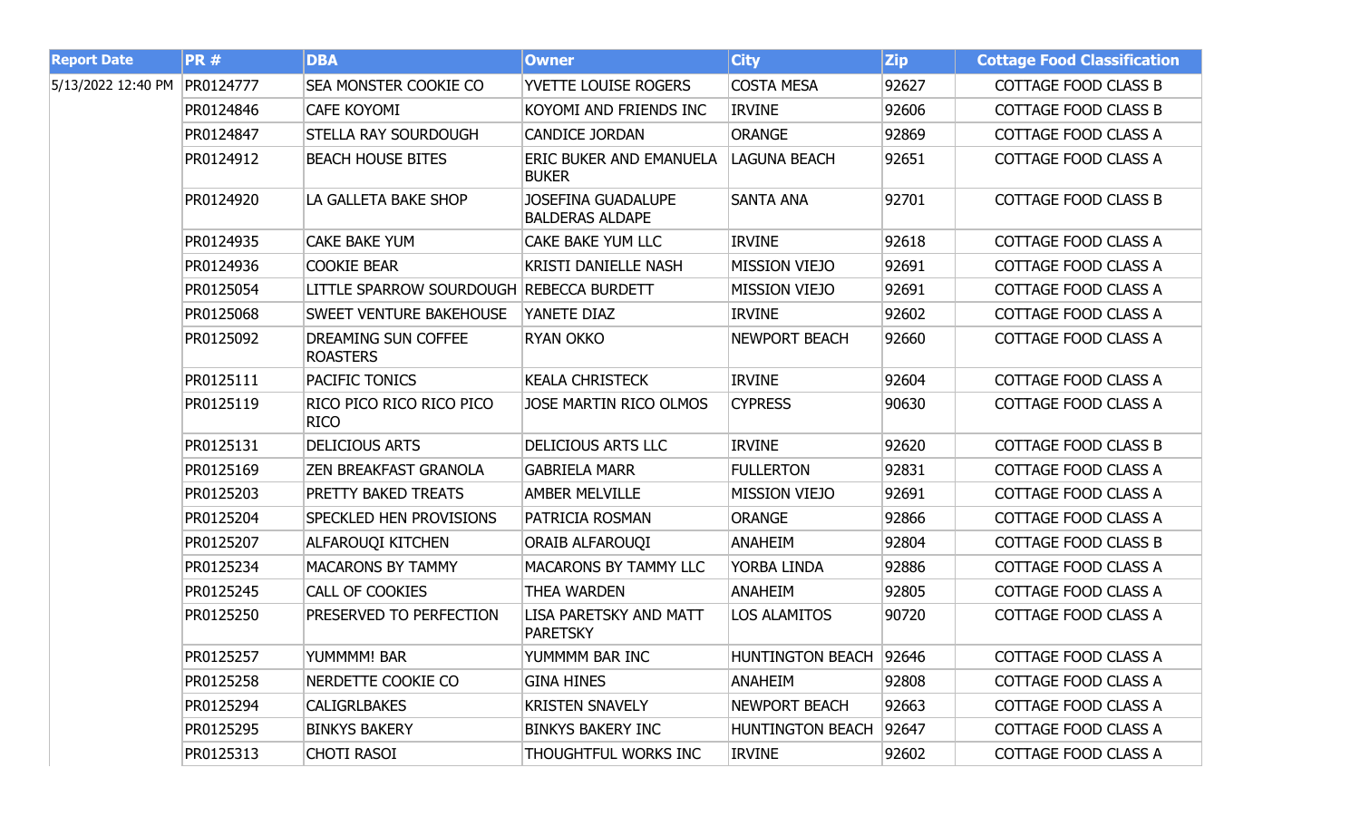| Report Date | PR # | DBA | Owner | City | Zip | Cottage Food Classification |
|---|---|---|---|---|---|---|
| 5/13/2022 12:40 PM | PR0124777 | SEA MONSTER COOKIE CO | YVETTE LOUISE ROGERS | COSTA MESA | 92627 | COTTAGE FOOD CLASS B |
| | PR0124846 | CAFE KOYOMI | KOYOMI AND FRIENDS INC | IRVINE | 92606 | COTTAGE FOOD CLASS B |
| | PR0124847 | STELLA RAY SOURDOUGH | CANDICE JORDAN | ORANGE | 92869 | COTTAGE FOOD CLASS A |
| | PR0124912 | BEACH HOUSE BITES | ERIC BUKER AND EMANUELA BUKER | LAGUNA BEACH | 92651 | COTTAGE FOOD CLASS A |
| | PR0124920 | LA GALLETA BAKE SHOP | JOSEFINA GUADALUPE BALDERAS ALDAPE | SANTA ANA | 92701 | COTTAGE FOOD CLASS B |
| | PR0124935 | CAKE BAKE YUM | CAKE BAKE YUM LLC | IRVINE | 92618 | COTTAGE FOOD CLASS A |
| | PR0124936 | COOKIE BEAR | KRISTI DANIELLE NASH | MISSION VIEJO | 92691 | COTTAGE FOOD CLASS A |
| | PR0125054 | LITTLE SPARROW SOURDOUGH | REBECCA BURDETT | MISSION VIEJO | 92691 | COTTAGE FOOD CLASS A |
| | PR0125068 | SWEET VENTURE BAKEHOUSE | YANETE DIAZ | IRVINE | 92602 | COTTAGE FOOD CLASS A |
| | PR0125092 | DREAMING SUN COFFEE ROASTERS | RYAN OKKO | NEWPORT BEACH | 92660 | COTTAGE FOOD CLASS A |
| | PR0125111 | PACIFIC TONICS | KEALA CHRISTECK | IRVINE | 92604 | COTTAGE FOOD CLASS A |
| | PR0125119 | RICO PICO RICO RICO PICO RICO | JOSE MARTIN RICO OLMOS | CYPRESS | 90630 | COTTAGE FOOD CLASS A |
| | PR0125131 | DELICIOUS ARTS | DELICIOUS ARTS LLC | IRVINE | 92620 | COTTAGE FOOD CLASS B |
| | PR0125169 | ZEN BREAKFAST GRANOLA | GABRIELA MARR | FULLERTON | 92831 | COTTAGE FOOD CLASS A |
| | PR0125203 | PRETTY BAKED TREATS | AMBER MELVILLE | MISSION VIEJO | 92691 | COTTAGE FOOD CLASS A |
| | PR0125204 | SPECKLED HEN PROVISIONS | PATRICIA ROSMAN | ORANGE | 92866 | COTTAGE FOOD CLASS A |
| | PR0125207 | ALFAROUQI KITCHEN | ORAIB ALFAROUQI | ANAHEIM | 92804 | COTTAGE FOOD CLASS B |
| | PR0125234 | MACARONS BY TAMMY | MACARONS BY TAMMY LLC | YORBA LINDA | 92886 | COTTAGE FOOD CLASS A |
| | PR0125245 | CALL OF COOKIES | THEA WARDEN | ANAHEIM | 92805 | COTTAGE FOOD CLASS A |
| | PR0125250 | PRESERVED TO PERFECTION | LISA PARETSKY AND MATT PARETSKY | LOS ALAMITOS | 90720 | COTTAGE FOOD CLASS A |
| | PR0125257 | YUMMMM! BAR | YUMMMM BAR INC | HUNTINGTON BEACH | 92646 | COTTAGE FOOD CLASS A |
| | PR0125258 | NERDETTE COOKIE CO | GINA HINES | ANAHEIM | 92808 | COTTAGE FOOD CLASS A |
| | PR0125294 | CALIGRLBAKES | KRISTEN SNAVELY | NEWPORT BEACH | 92663 | COTTAGE FOOD CLASS A |
| | PR0125295 | BINKYS BAKERY | BINKYS BAKERY INC | HUNTINGTON BEACH | 92647 | COTTAGE FOOD CLASS A |
| | PR0125313 | CHOTI RASOI | THOUGHTFUL WORKS INC | IRVINE | 92602 | COTTAGE FOOD CLASS A |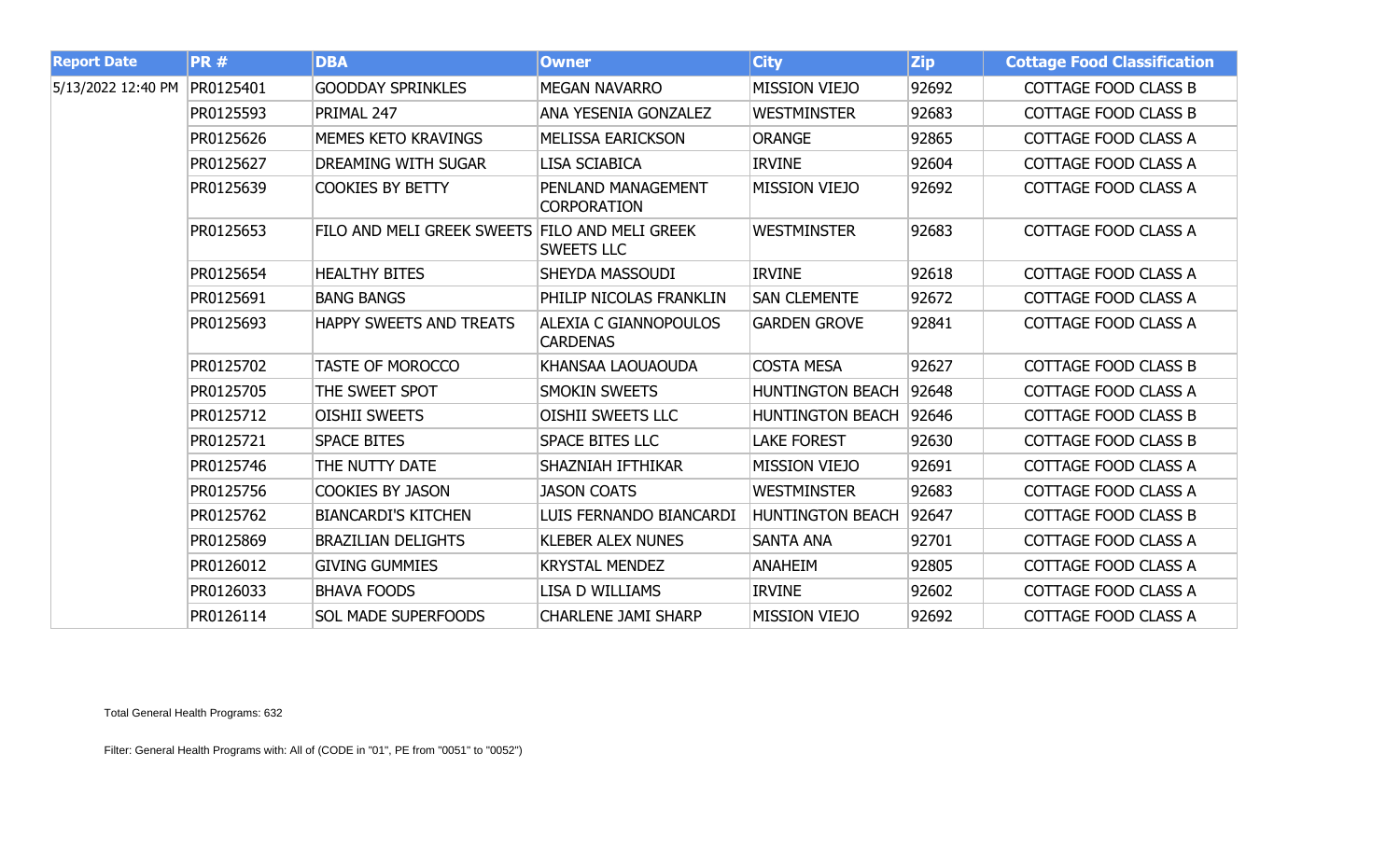| Report Date | PR # | DBA | Owner | City | Zip | Cottage Food Classification |
|---|---|---|---|---|---|---|
| 5/13/2022 12:40 PM | PR0125401 | GOODDAY SPRINKLES | MEGAN NAVARRO | MISSION VIEJO | 92692 | COTTAGE FOOD CLASS B |
| | PR0125593 | PRIMAL 247 | ANA YESENIA GONZALEZ | WESTMINSTER | 92683 | COTTAGE FOOD CLASS B |
| | PR0125626 | MEMES KETO KRAVINGS | MELISSA EARICKSON | ORANGE | 92865 | COTTAGE FOOD CLASS A |
| | PR0125627 | DREAMING WITH SUGAR | LISA SCIABICA | IRVINE | 92604 | COTTAGE FOOD CLASS A |
| | PR0125639 | COOKIES BY BETTY | PENLAND MANAGEMENT CORPORATION | MISSION VIEJO | 92692 | COTTAGE FOOD CLASS A |
| | PR0125653 | FILO AND MELI GREEK SWEETS | FILO AND MELI GREEK SWEETS LLC | WESTMINSTER | 92683 | COTTAGE FOOD CLASS A |
| | PR0125654 | HEALTHY BITES | SHEYDA MASSOUDI | IRVINE | 92618 | COTTAGE FOOD CLASS A |
| | PR0125691 | BANG BANGS | PHILIP NICOLAS FRANKLIN | SAN CLEMENTE | 92672 | COTTAGE FOOD CLASS A |
| | PR0125693 | HAPPY SWEETS AND TREATS | ALEXIA C GIANNOPOULOS CARDENAS | GARDEN GROVE | 92841 | COTTAGE FOOD CLASS A |
| | PR0125702 | TASTE OF MOROCCO | KHANSAA LAOUAOUDA | COSTA MESA | 92627 | COTTAGE FOOD CLASS B |
| | PR0125705 | THE SWEET SPOT | SMOKIN SWEETS | HUNTINGTON BEACH | 92648 | COTTAGE FOOD CLASS A |
| | PR0125712 | OISHII SWEETS | OISHII SWEETS LLC | HUNTINGTON BEACH | 92646 | COTTAGE FOOD CLASS B |
| | PR0125721 | SPACE BITES | SPACE BITES LLC | LAKE FOREST | 92630 | COTTAGE FOOD CLASS B |
| | PR0125746 | THE NUTTY DATE | SHAZNIAH IFTHIKAR | MISSION VIEJO | 92691 | COTTAGE FOOD CLASS A |
| | PR0125756 | COOKIES BY JASON | JASON COATS | WESTMINSTER | 92683 | COTTAGE FOOD CLASS A |
| | PR0125762 | BIANCARDI'S KITCHEN | LUIS FERNANDO BIANCARDI | HUNTINGTON BEACH | 92647 | COTTAGE FOOD CLASS B |
| | PR0125869 | BRAZILIAN DELIGHTS | KLEBER ALEX NUNES | SANTA ANA | 92701 | COTTAGE FOOD CLASS A |
| | PR0126012 | GIVING GUMMIES | KRYSTAL MENDEZ | ANAHEIM | 92805 | COTTAGE FOOD CLASS A |
| | PR0126033 | BHAVA FOODS | LISA D WILLIAMS | IRVINE | 92602 | COTTAGE FOOD CLASS A |
| | PR0126114 | SOL MADE SUPERFOODS | CHARLENE JAMI SHARP | MISSION VIEJO | 92692 | COTTAGE FOOD CLASS A |

Total General Health Programs: 632

Filter: General Health Programs with: All of (CODE in "01", PE from "0051" to "0052")